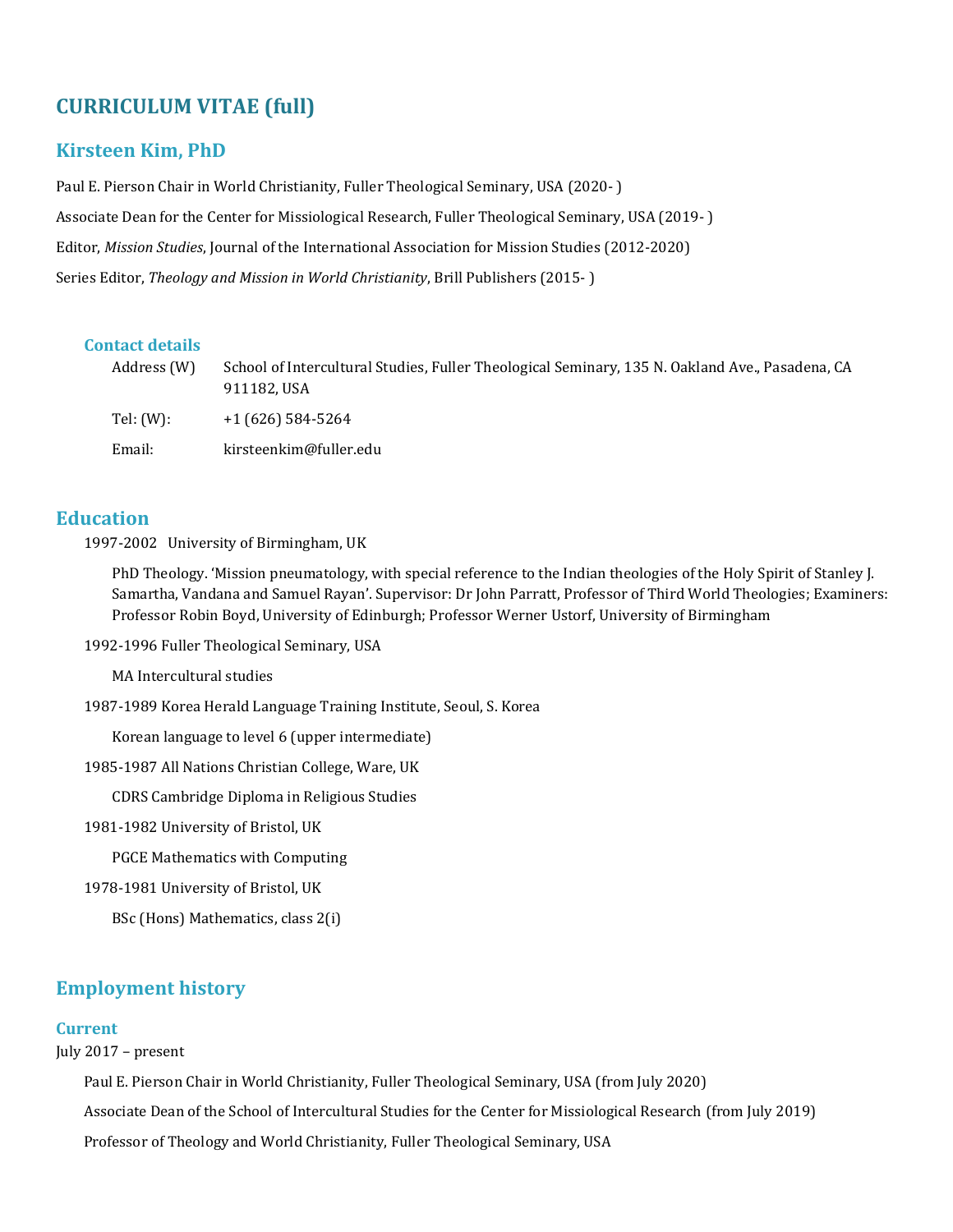# CURRICULUM VITAE (full)

## Kirsteen Kim, PhD

Paul E. Pierson Chair in World Christianity, Fuller Theological Seminary, USA (2020- )

Associate Dean for the Center for Missiological Research, Fuller Theological Seminary, USA (2019- )

Editor, *Mission Studies*, Journal of the International Association for Mission Studies (2012-2020)

Series Editor, *Theology and Mission in World Christianity*, Brill Publishers (2015- )

### Contact details

Address (W) School of Intercultural Studies, Fuller Theological Seminary, 135 N. Oakland Ave., Pasadena, CA 911182, USA

Tel: (W): +1 (626) 584-5264

Email: kirsteenkim@fuller.edu

## Education

1997-2002 University of Birmingham, UK

PhD Theology. 'Mission pneumatology, with special reference to the Indian theologies of the Holy Spirit of Stanley J. Samartha, Vandana and Samuel Rayan'. Supervisor: Dr John Parratt, Professor of Third World Theologies; Examiners: Professor Robin Boyd, University of Edinburgh; Professor Werner Ustorf, University of Birmingham

1992-1996 Fuller Theological Seminary, USA

MA Intercultural studies

1987-1989 Korea Herald Language Training Institute, Seoul, S. Korea

Korean language to level 6 (upper intermediate)

1985-1987 All Nations Christian College, Ware, UK

CDRS Cambridge Diploma in Religious Studies

1981-1982 University of Bristol, UK

PGCE Mathematics with Computing

1978-1981 University of Bristol, UK

BSc (Hons) Mathematics, class 2(i)

## Employment history

### Current

July 2017 – present

Paul E. Pierson Chair in World Christianity, Fuller Theological Seminary, USA (from July 2020)

Associate Dean of the School of Intercultural Studies for the Center for Missiological Research (from July 2019)

Professor of Theology and World Christianity, Fuller Theological Seminary, USA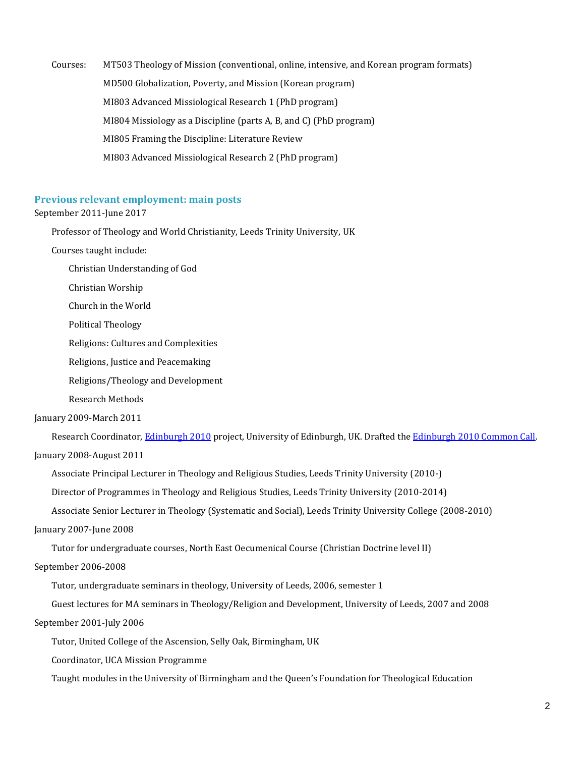Courses: MT503 Theology of Mission (conventional, online, intensive, and Korean program formats)

MD500 Globalization, Poverty, and Mission (Korean program)

MI803 Advanced Missiological Research 1 (PhD program)

MI804 Missiology as a Discipline (parts A, B, and C) (PhD program)

MI805 Framing the Discipline: Literature Review

MI803 Advanced Missiological Research 2 (PhD program)

## Previous relevant employment: main posts

September 2011-June 2017

Professor of Theology and World Christianity, Leeds Trinity University, UK

Courses taught include:

- Christian Understanding of God
- Christian Worship
- Church in the World
- Political Theology
- Religions: Cultures and Complexities
- Religions, Justice and Peacemaking
- Religions/Theology and Development
- Research Methods

January 2009-March 2011

Research Coordinator, Edinburgh 2010 project, University of Edinburgh, UK. Drafted the Edinburgh 2010 Common Call.

January 2008-August 2011

Associate Principal Lecturer in Theology and Religious Studies, Leeds Trinity University (2010-)

Director of Programmes in Theology and Religious Studies, Leeds Trinity University (2010-2014)

Associate Senior Lecturer in Theology (Systematic and Social), Leeds Trinity University College (2008-2010)

January 2007-June 2008

Tutor for undergraduate courses, North East Oecumenical Course (Christian Doctrine level II)

September 2006-2008

Tutor, undergraduate seminars in theology, University of Leeds, 2006, semester 1

Guest lectures for MA seminars in Theology/Religion and Development, University of Leeds, 2007 and 2008

September 2001-July 2006

Tutor, United College of the Ascension, Selly Oak, Birmingham, UK

Coordinator, UCA Mission Programme

Taught modules in the University of Birmingham and the Queen's Foundation for Theological Education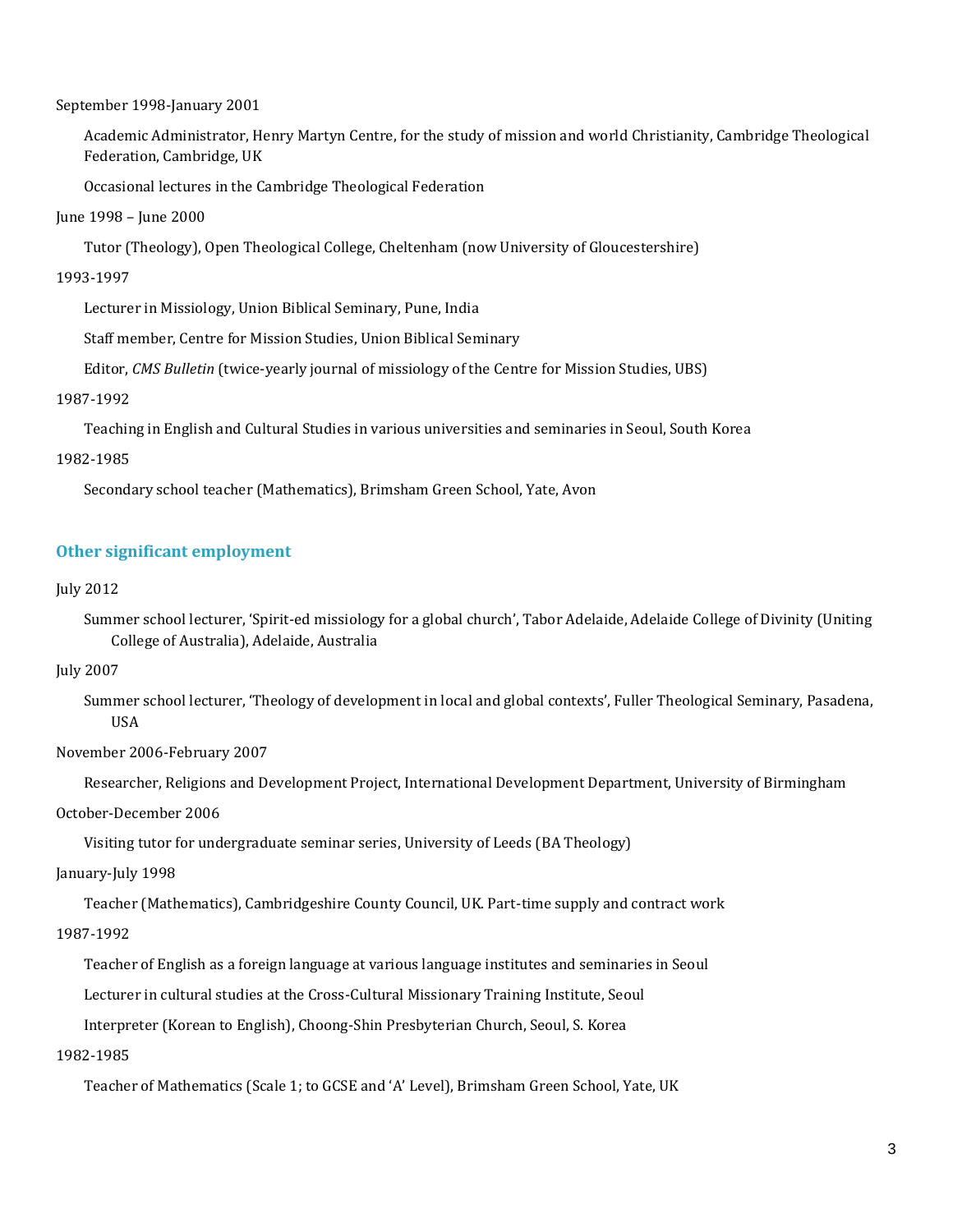September 1998-January 2001

Academic Administrator, Henry Martyn Centre, for the study of mission and world Christianity, Cambridge Theological Federation, Cambridge, UK

Occasional lectures in the Cambridge Theological Federation

June 1998 – June 2000

Tutor (Theology), Open Theological College, Cheltenham (now University of Gloucestershire)

1993-1997

Lecturer in Missiology, Union Biblical Seminary, Pune, India

Staff member, Centre for Mission Studies, Union Biblical Seminary

Editor, *CMS Bulletin* (twice-yearly journal of missiology of the Centre for Mission Studies, UBS)

1987-1992

Teaching in English and Cultural Studies in various universities and seminaries in Seoul, South Korea

1982-1985

Secondary school teacher (Mathematics), Brimsham Green School, Yate, Avon

## Other significant employment

July 2012

Summer school lecturer, 'Spirit-ed missiology for a global church', Tabor Adelaide, Adelaide College of Divinity (Uniting College of Australia), Adelaide, Australia

July 2007

Summer school lecturer, 'Theology of development in local and global contexts', Fuller Theological Seminary, Pasadena, USA

November 2006-February 2007

Researcher, Religions and Development Project, International Development Department, University of Birmingham

October-December 2006

Visiting tutor for undergraduate seminar series, University of Leeds (BA Theology)

January-July 1998

Teacher (Mathematics), Cambridgeshire County Council, UK. Part-time supply and contract work

1987-1992

Teacher of English as a foreign language at various language institutes and seminaries in Seoul

Lecturer in cultural studies at the Cross-Cultural Missionary Training Institute, Seoul

Interpreter (Korean to English), Choong-Shin Presbyterian Church, Seoul, S. Korea

1982-1985

Teacher of Mathematics (Scale 1; to GCSE and 'A' Level), Brimsham Green School, Yate, UK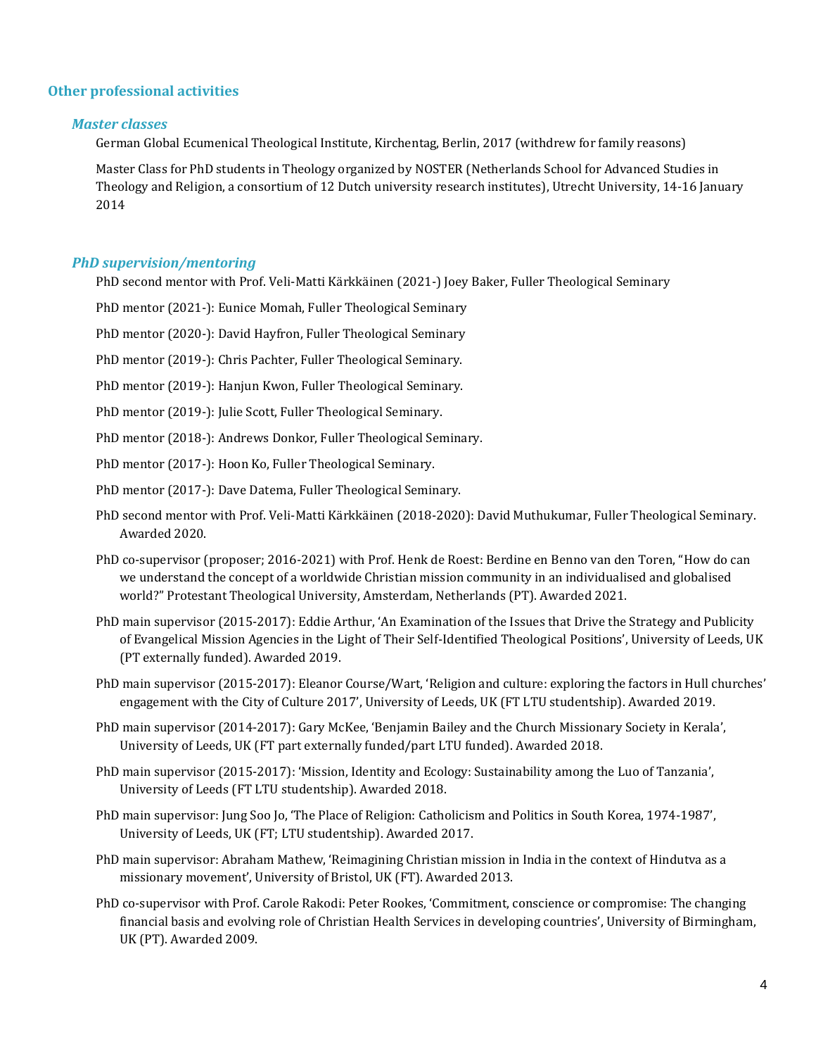## Other professional activities

### *Master classes*

German Global Ecumenical Theological Institute, Kirchentag, Berlin, 2017 (withdrew for family reasons)

Master Class for PhD students in Theology organized by NOSTER (Netherlands School for Advanced Studies in Theology and Religion, a consortium of 12 Dutch university research institutes), Utrecht University, 14-16 January 2014

### *PhD supervision/mentoring*

PhD second mentor with Prof. Veli-Matti Kärkkäinen (2021-) Joey Baker, Fuller Theological Seminary

PhD mentor (2021-): Eunice Momah, Fuller Theological Seminary

PhD mentor (2020-): David Hayfron, Fuller Theological Seminary

PhD mentor (2019-): Chris Pachter, Fuller Theological Seminary.

PhD mentor (2019-): Hanjun Kwon, Fuller Theological Seminary.

PhD mentor (2019-): Julie Scott, Fuller Theological Seminary.

PhD mentor (2018-): Andrews Donkor, Fuller Theological Seminary.

PhD mentor (2017-): Hoon Ko, Fuller Theological Seminary.

PhD mentor (2017-): Dave Datema, Fuller Theological Seminary.

PhD second mentor with Prof. Veli-Matti Kärkkäinen (2018-2020): David Muthukumar, Fuller Theological Seminary. Awarded 2020.

PhD co-supervisor (proposer; 2016-2021) with Prof. Henk de Roest: Berdine en Benno van den Toren, "How do can we understand the concept of a worldwide Christian mission community in an individualised and globalised world?" Protestant Theological University, Amsterdam, Netherlands (PT). Awarded 2021.

PhD main supervisor (2015-2017): Eddie Arthur, 'An Examination of the Issues that Drive the Strategy and Publicity of Evangelical Mission Agencies in the Light of Their Self-Identified Theological Positions', University of Leeds, UK (PT externally funded). Awarded 2019.

PhD main supervisor (2015-2017): Eleanor Course/Wart, 'Religion and culture: exploring the factors in Hull churches' engagement with the City of Culture 2017', University of Leeds, UK (FT LTU studentship). Awarded 2019.

PhD main supervisor (2014-2017): Gary McKee, 'Benjamin Bailey and the Church Missionary Society in Kerala', University of Leeds, UK (FT part externally funded/part LTU funded). Awarded 2018.

PhD main supervisor (2015-2017): 'Mission, Identity and Ecology: Sustainability among the Luo of Tanzania', University of Leeds (FT LTU studentship). Awarded 2018.

PhD main supervisor: Jung Soo Jo, 'The Place of Religion: Catholicism and Politics in South Korea, 1974-1987', University of Leeds, UK (FT; LTU studentship). Awarded 2017.

PhD main supervisor: Abraham Mathew, 'Reimagining Christian mission in India in the context of Hindutva as a missionary movement', University of Bristol, UK (FT). Awarded 2013.

PhD co-supervisor with Prof. Carole Rakodi: Peter Rookes, 'Commitment, conscience or compromise: The changing financial basis and evolving role of Christian Health Services in developing countries', University of Birmingham, UK (PT). Awarded 2009.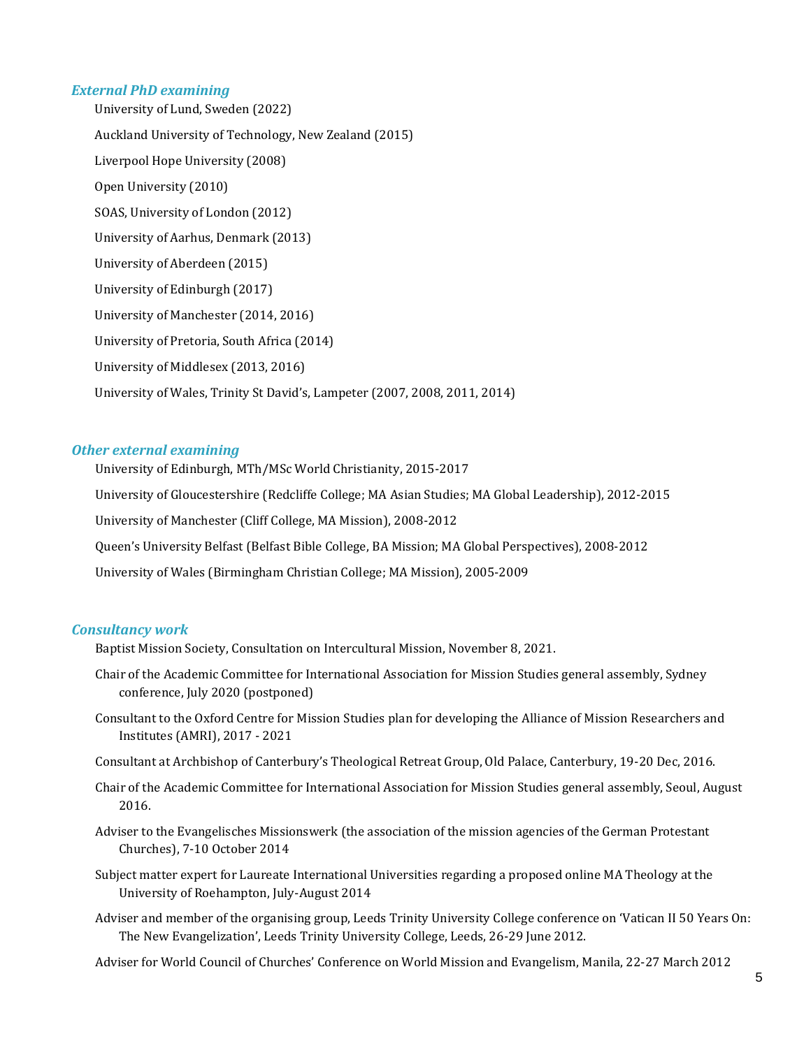### *External PhD examining*

University of Lund, Sweden (2022)

Auckland University of Technology, New Zealand (2015)

Liverpool Hope University (2008)

Open University (2010)

SOAS, University of London (2012)

University of Aarhus, Denmark (2013)

University of Aberdeen (2015)

University of Edinburgh (2017)

University of Manchester (2014, 2016)

University of Pretoria, South Africa (2014)

University of Middlesex (2013, 2016)

University of Wales, Trinity St David's, Lampeter (2007, 2008, 2011, 2014)

### *Other external examining*

University of Edinburgh, MTh/MSc World Christianity, 2015-2017

University of Gloucestershire (Redcliffe College; MA Asian Studies; MA Global Leadership), 2012-2015

University of Manchester (Cliff College, MA Mission), 2008-2012

Queen's University Belfast (Belfast Bible College, BA Mission; MA Global Perspectives), 2008-2012

University of Wales (Birmingham Christian College; MA Mission), 2005-2009

### *Consultancy work*

Baptist Mission Society, Consultation on Intercultural Mission, November 8, 2021.

Chair of the Academic Committee for International Association for Mission Studies general assembly, Sydney conference, July 2020 (postponed)

Consultant to the Oxford Centre for Mission Studies plan for developing the Alliance of Mission Researchers and Institutes (AMRI), 2017 - 2021

Consultant at Archbishop of Canterbury's Theological Retreat Group, Old Palace, Canterbury, 19-20 Dec, 2016.

Chair of the Academic Committee for International Association for Mission Studies general assembly, Seoul, August 2016.

Adviser to the Evangelisches Missionswerk (the association of the mission agencies of the German Protestant Churches), 7-10 October 2014

Subject matter expert for Laureate International Universities regarding a proposed online MA Theology at the University of Roehampton, July-August 2014

Adviser and member of the organising group, Leeds Trinity University College conference on 'Vatican II 50 Years On: The New Evangelization', Leeds Trinity University College, Leeds, 26-29 June 2012.

Adviser for World Council of Churches' Conference on World Mission and Evangelism, Manila, 22-27 March 2012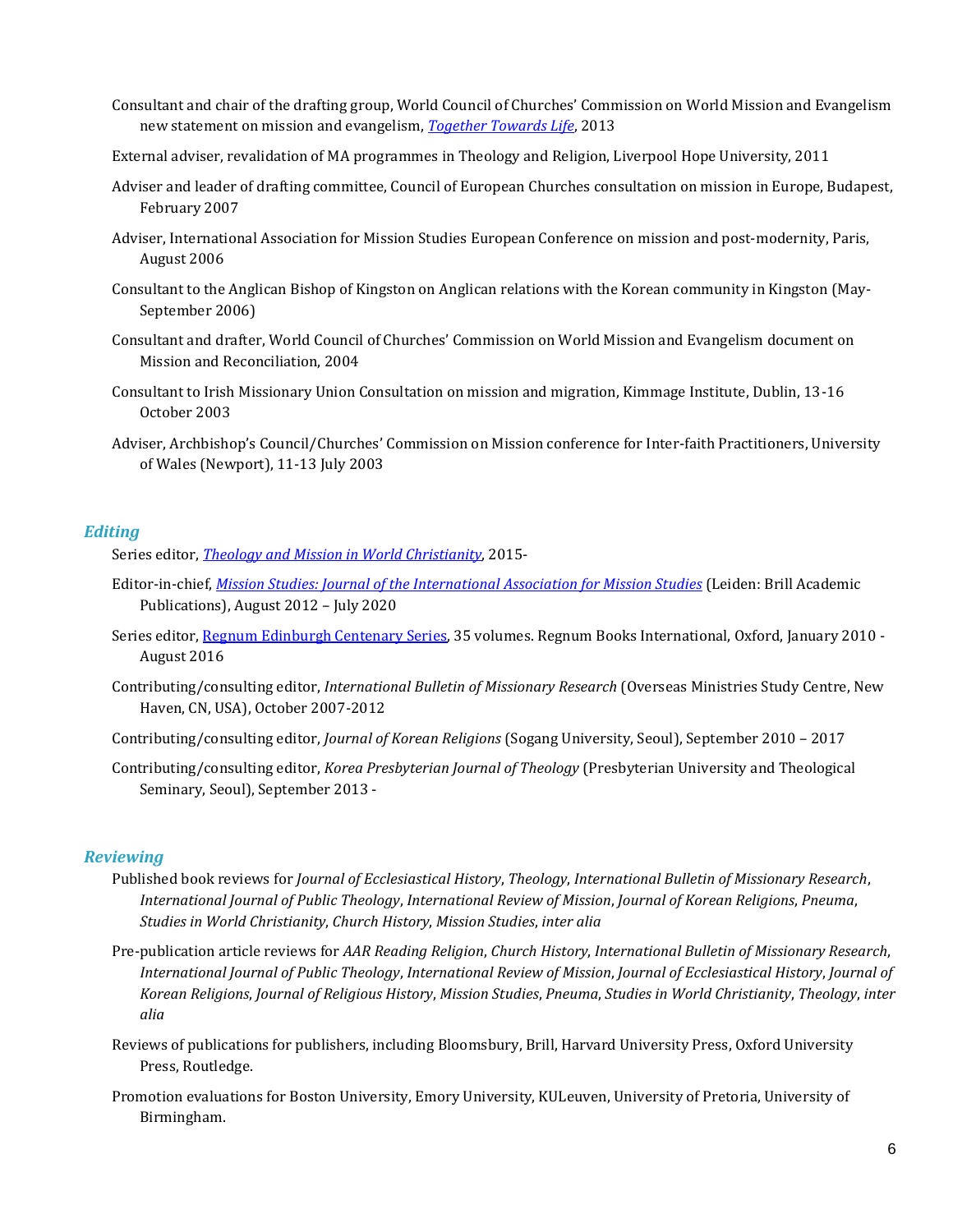Consultant and chair of the drafting group, World Council of Churches' Commission on World Mission and Evangelism new statement on mission and evangelism, *Together Towards Life*, 2013

External adviser, revalidation of MA programmes in Theology and Religion, Liverpool Hope University, 2011

Adviser and leader of drafting committee, Council of European Churches consultation on mission in Europe, Budapest, February 2007

Adviser, International Association for Mission Studies European Conference on mission and post-modernity, Paris, August 2006

Consultant to the Anglican Bishop of Kingston on Anglican relations with the Korean community in Kingston (May-September 2006)

Consultant and drafter, World Council of Churches' Commission on World Mission and Evangelism document on Mission and Reconciliation, 2004

Consultant to Irish Missionary Union Consultation on mission and migration, Kimmage Institute, Dublin, 13-16 October 2003

Adviser, Archbishop's Council/Churches' Commission on Mission conference for Inter-faith Practitioners, University of Wales (Newport), 11-13 July 2003

### *Editing*

Series editor, *Theology and Mission in World Christianity*, 2015-

Editor-in-chief, *Mission Studies: Journal of the International Association for Mission Studies* (Leiden: Brill Academic Publications), August 2012 – July 2020

Series editor, Regnum Edinburgh Centenary Series, 35 volumes. Regnum Books International, Oxford, January 2010 - August 2016

Contributing/consulting editor, *International Bulletin of Missionary Research* (Overseas Ministries Study Centre, New Haven, CN, USA), October 2007-2012

Contributing/consulting editor, *Journal of Korean Religions* (Sogang University, Seoul), September 2010 – 2017

Contributing/consulting editor, *Korea Presbyterian Journal of Theology* (Presbyterian University and Theological Seminary, Seoul), September 2013 -

### *Reviewing*

Published book reviews for *Journal of Ecclesiastical History*, *Theology*, *International Bulletin of Missionary Research*, *International Journal of Public Theology*, *International Review of Mission*, *Journal of Korean Religions*, *Pneuma*, *Studies in World Christianity*, *Church History*, *Mission Studies*, *inter alia*

Pre-publication article reviews for *AAR Reading Religion*, *Church History*, *International Bulletin of Missionary Research*, *International Journal of Public Theology*, *International Review of Mission*, *Journal of Ecclesiastical History*, *Journal of Korean Religions*, *Journal of Religious History*, *Mission Studies*, *Pneuma*, *Studies in World Christianity*, *Theology*, *inter alia*

Reviews of publications for publishers, including Bloomsbury, Brill, Harvard University Press, Oxford University Press, Routledge.

Promotion evaluations for Boston University, Emory University, KULeuven, University of Pretoria, University of Birmingham.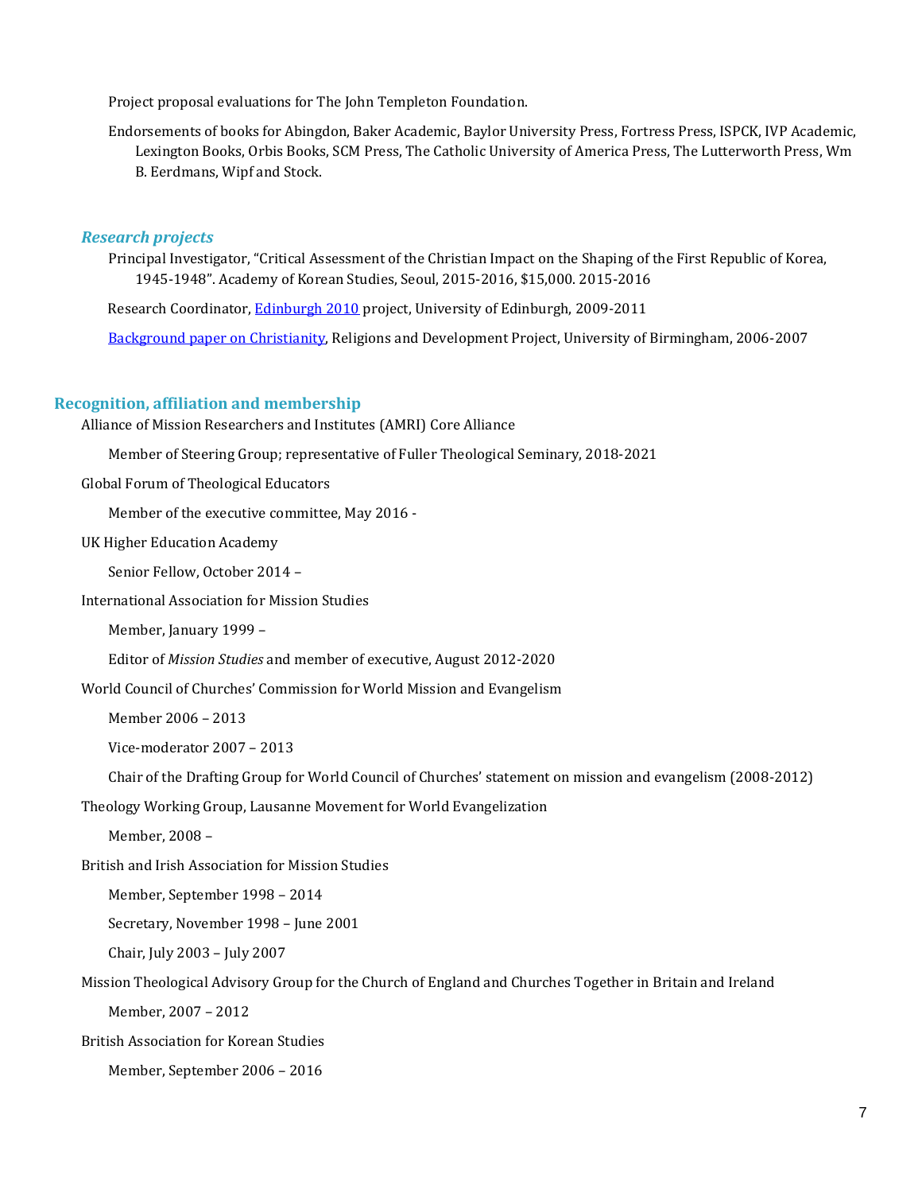Project proposal evaluations for The John Templeton Foundation.

Endorsements of books for Abingdon, Baker Academic, Baylor University Press, Fortress Press, ISPCK, IVP Academic, Lexington Books, Orbis Books, SCM Press, The Catholic University of America Press, The Lutterworth Press, Wm B. Eerdmans, Wipf and Stock.

### *Research projects*

Principal Investigator, "Critical Assessment of the Christian Impact on the Shaping of the First Republic of Korea, 1945-1948". Academy of Korean Studies, Seoul, 2015-2016, $15,000. 2015-2016

Research Coordinator, Edinburgh 2010 project, University of Edinburgh, 2009-2011

Background paper on Christianity, Religions and Development Project, University of Birmingham, 2006-2007

## Recognition, affiliation and membership

Alliance of Mission Researchers and Institutes (AMRI) Core Alliance

Member of Steering Group; representative of Fuller Theological Seminary, 2018-2021

Global Forum of Theological Educators

Member of the executive committee, May 2016 -

UK Higher Education Academy

Senior Fellow, October 2014 –

International Association for Mission Studies

Member, January 1999 –

Editor of *Mission Studies* and member of executive, August 2012-2020

World Council of Churches' Commission for World Mission and Evangelism

Member 2006 – 2013

Vice-moderator 2007 – 2013

Chair of the Drafting Group for World Council of Churches' statement on mission and evangelism (2008-2012)

Theology Working Group, Lausanne Movement for World Evangelization

Member, 2008 –

British and Irish Association for Mission Studies

Member, September 1998 – 2014

Secretary, November 1998 – June 2001

Chair, July 2003 – July 2007

Mission Theological Advisory Group for the Church of England and Churches Together in Britain and Ireland

Member, 2007 – 2012

British Association for Korean Studies

Member, September 2006 – 2016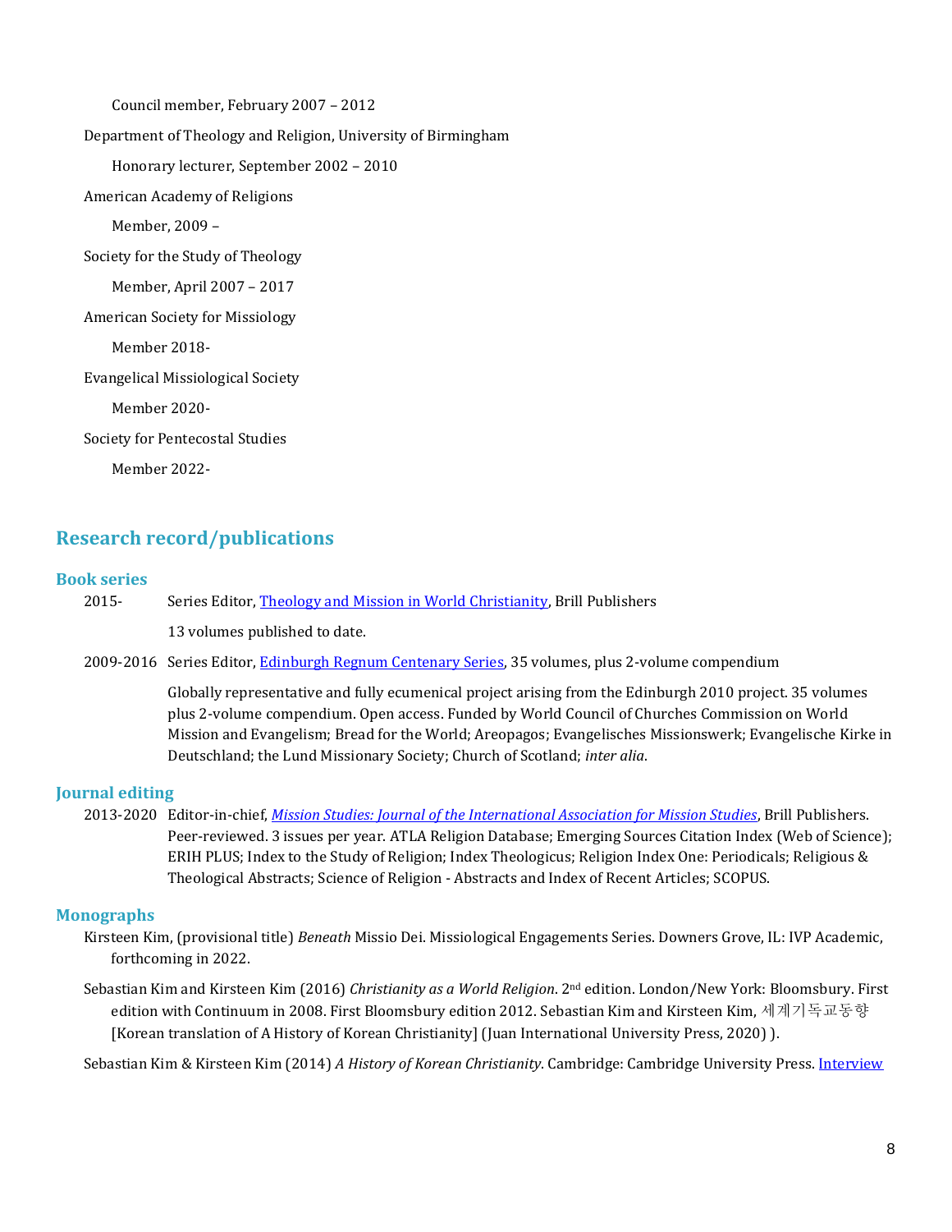Council member, February 2007 – 2012

Department of Theology and Religion, University of Birmingham

Honorary lecturer, September 2002 – 2010

American Academy of Religions

Member, 2009 –

Society for the Study of Theology

Member, April 2007 – 2017

American Society for Missiology

Member 2018-

Evangelical Missiological Society

Member 2020-

Society for Pentecostal Studies

Member 2022-

## Research record/publications

### Book series

2015- Series Editor, [Theology and Mission in World Christianity](), Brill Publishers

13 volumes published to date.

2009-2016 Series Editor, [Edinburgh Regnum Centenary Series](), 35 volumes, plus 2-volume compendium

Globally representative and fully ecumenical project arising from the Edinburgh 2010 project. 35 volumes plus 2-volume compendium. Open access. Funded by World Council of Churches Commission on World Mission and Evangelism; Bread for the World; Areopagos; Evangelisches Missionswerk; Evangelische Kirke in Deutschland; the Lund Missionary Society; Church of Scotland; *inter alia*.

### Journal editing

2013-2020 Editor-in-chief, [*Mission Studies: Journal of the International Association for Mission Studies*](), Brill Publishers. Peer-reviewed. 3 issues per year. ATLA Religion Database; Emerging Sources Citation Index (Web of Science); ERIH PLUS; Index to the Study of Religion; Index Theologicus; Religion Index One: Periodicals; Religious & Theological Abstracts; Science of Religion - Abstracts and Index of Recent Articles; SCOPUS.

### Monographs

Kirsteen Kim, (provisional title) *Beneath* Missio Dei. Missiological Engagements Series. Downers Grove, IL: IVP Academic, forthcoming in 2022.

Sebastian Kim and Kirsteen Kim (2016) *Christianity as a World Religion*. 2nd edition. London/New York: Bloomsbury. First edition with Continuum in 2008. First Bloomsbury edition 2012. Sebastian Kim and Kirsteen Kim, 세계기독교동향 [Korean translation of A History of Korean Christianity] (Juan International University Press, 2020) ).

Sebastian Kim & Kirsteen Kim (2014) *A History of Korean Christianity*. Cambridge: Cambridge University Press. [Interview]()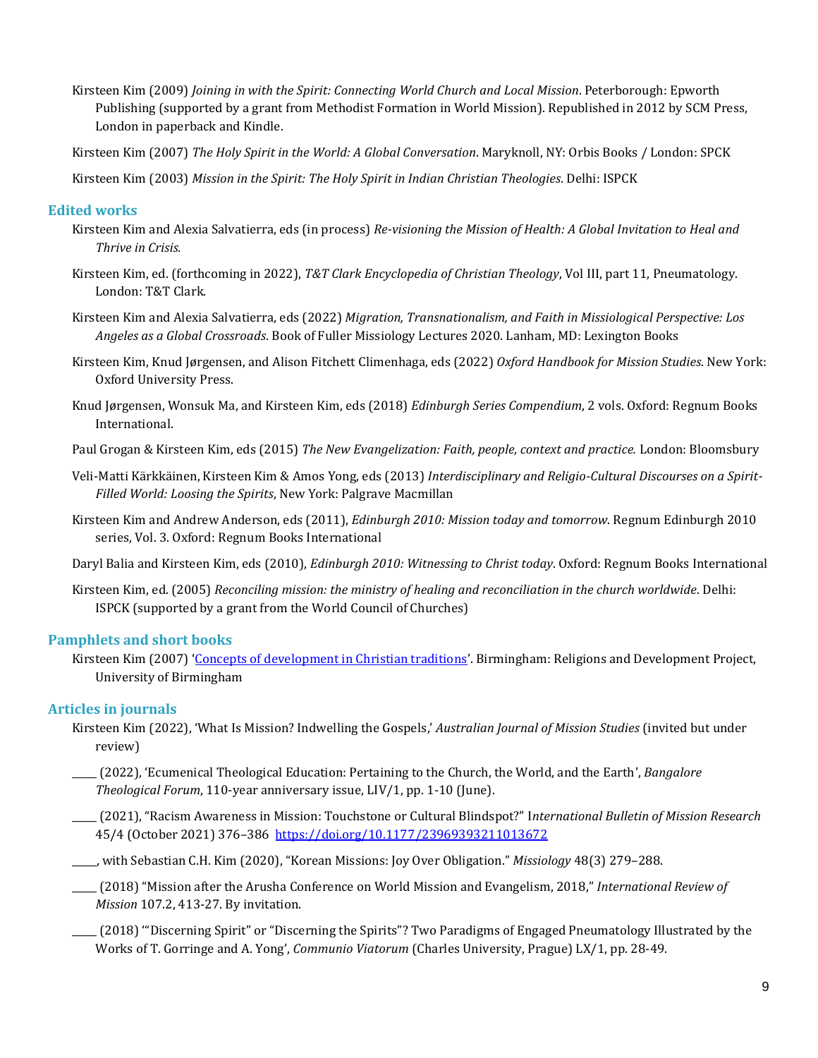Kirsteen Kim (2009) *Joining in with the Spirit: Connecting World Church and Local Mission*. Peterborough: Epworth Publishing (supported by a grant from Methodist Formation in World Mission). Republished in 2012 by SCM Press, London in paperback and Kindle.

Kirsteen Kim (2007) *The Holy Spirit in the World: A Global Conversation*. Maryknoll, NY: Orbis Books / London: SPCK

Kirsteen Kim (2003) *Mission in the Spirit: The Holy Spirit in Indian Christian Theologies*. Delhi: ISPCK

## Edited works

Kirsteen Kim and Alexia Salvatierra, eds (in process) *Re-visioning the Mission of Health: A Global Invitation to Heal and Thrive in Crisis.*

Kirsteen Kim, ed. (forthcoming in 2022), *T&T Clark Encyclopedia of Christian Theology*, Vol III, part 11, Pneumatology. London: T&T Clark.

Kirsteen Kim and Alexia Salvatierra, eds (2022) *Migration, Transnationalism, and Faith in Missiological Perspective: Los Angeles as a Global Crossroads*. Book of Fuller Missiology Lectures 2020. Lanham, MD: Lexington Books

Kirsteen Kim, Knud Jørgensen, and Alison Fitchett Climenhaga, eds (2022) *Oxford Handbook for Mission Studies*. New York: Oxford University Press.

Knud Jørgensen, Wonsuk Ma, and Kirsteen Kim, eds (2018) *Edinburgh Series Compendium*, 2 vols. Oxford: Regnum Books International.

Paul Grogan & Kirsteen Kim, eds (2015) *The New Evangelization: Faith, people, context and practice.* London: Bloomsbury

Veli-Matti Kärkkäinen, Kirsteen Kim & Amos Yong, eds (2013) *Interdisciplinary and Religio-Cultural Discourses on a Spirit-Filled World: Loosing the Spirits*, New York: Palgrave Macmillan

Kirsteen Kim and Andrew Anderson, eds (2011), *Edinburgh 2010: Mission today and tomorrow*. Regnum Edinburgh 2010 series, Vol. 3. Oxford: Regnum Books International

Daryl Balia and Kirsteen Kim, eds (2010), *Edinburgh 2010: Witnessing to Christ today*. Oxford: Regnum Books International

Kirsteen Kim, ed. (2005) *Reconciling mission: the ministry of healing and reconciliation in the church worldwide*. Delhi: ISPCK (supported by a grant from the World Council of Churches)

## Pamphlets and short books

Kirsteen Kim (2007) '[Concepts of development in Christian traditions](#)'. Birmingham: Religions and Development Project, University of Birmingham

## Articles in journals

Kirsteen Kim (2022), 'What Is Mission? Indwelling the Gospels,' *Australian Journal of Mission Studies* (invited but under review)

_____ (2022), 'Ecumenical Theological Education: Pertaining to the Church, the World, and the Earth', *Bangalore Theological Forum*, 110-year anniversary issue, LIV/1, pp. 1-10 (June).

_____ (2021), "Racism Awareness in Mission: Touchstone or Cultural Blindspot?" I*nternational Bulletin of Mission Research* 45/4 (October 2021) 376–386 https://doi.org/10.1177/23969393211013672

_____, with Sebastian C.H. Kim (2020), "Korean Missions: Joy Over Obligation." *Missiology* 48(3) 279–288.

_____ (2018) "Mission after the Arusha Conference on World Mission and Evangelism, 2018," *International Review of Mission* 107.2, 413-27. By invitation.

_____ (2018) '"Discerning Spirit" or "Discerning the Spirits"? Two Paradigms of Engaged Pneumatology Illustrated by the Works of T. Gorringe and A. Yong', *Communio Viatorum* (Charles University, Prague) LX/1, pp. 28-49.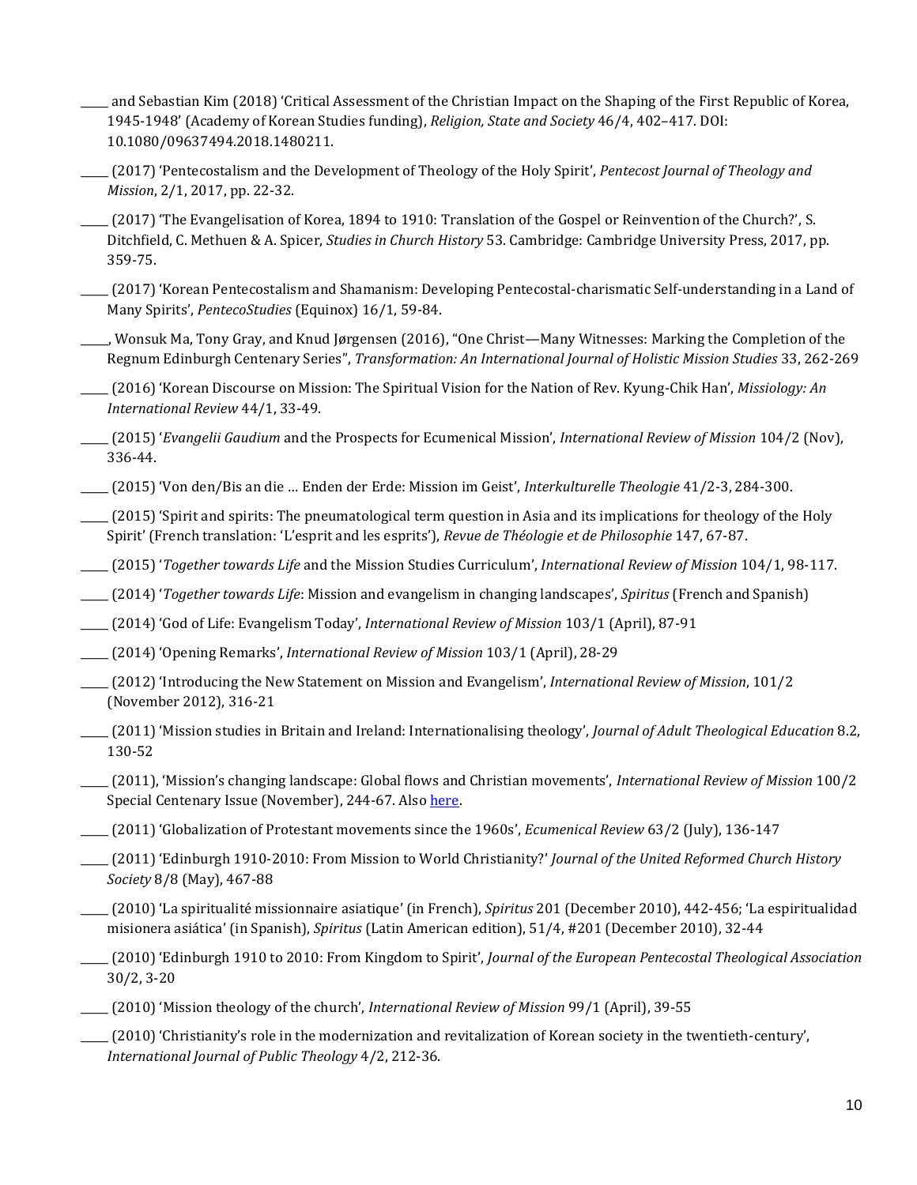_____ and Sebastian Kim (2018) 'Critical Assessment of the Christian Impact on the Shaping of the First Republic of Korea, 1945-1948' (Academy of Korean Studies funding), *Religion, State and Society* 46/4, 402–417. DOI: 10.1080/09637494.2018.1480211.

_____ (2017) 'Pentecostalism and the Development of Theology of the Holy Spirit', *Pentecost Journal of Theology and Mission*, 2/1, 2017, pp. 22-32.

_____ (2017) 'The Evangelisation of Korea, 1894 to 1910: Translation of the Gospel or Reinvention of the Church?', S. Ditchfield, C. Methuen & A. Spicer, *Studies in Church History* 53. Cambridge: Cambridge University Press, 2017, pp. 359-75.

_____ (2017) 'Korean Pentecostalism and Shamanism: Developing Pentecostal-charismatic Self-understanding in a Land of Many Spirits', *PentecoStudies* (Equinox) 16/1, 59-84.

_____, Wonsuk Ma, Tony Gray, and Knud Jørgensen (2016), "One Christ—Many Witnesses: Marking the Completion of the Regnum Edinburgh Centenary Series", *Transformation: An International Journal of Holistic Mission Studies* 33, 262-269

_____ (2016) 'Korean Discourse on Mission: The Spiritual Vision for the Nation of Rev. Kyung-Chik Han', *Missiology: An International Review* 44/1, 33-49.

_____ (2015) '*Evangelii Gaudium* and the Prospects for Ecumenical Mission', *International Review of Mission* 104/2 (Nov), 336-44.

_____ (2015) 'Von den/Bis an die … Enden der Erde: Mission im Geist', *Interkulturelle Theologie* 41/2-3, 284-300.

_____ (2015) 'Spirit and spirits: The pneumatological term question in Asia and its implications for theology of the Holy Spirit' (French translation: 'L'esprit and les esprits'), *Revue de Théologie et de Philosophie* 147, 67-87.

_____ (2015) '*Together towards Life* and the Mission Studies Curriculum', *International Review of Mission* 104/1, 98-117.

_____ (2014) '*Together towards Life*: Mission and evangelism in changing landscapes', *Spiritus* (French and Spanish)

_____ (2014) 'God of Life: Evangelism Today', *International Review of Mission* 103/1 (April), 87-91

_____ (2014) 'Opening Remarks', *International Review of Mission* 103/1 (April), 28-29

_____ (2012) 'Introducing the New Statement on Mission and Evangelism', *International Review of Mission*, 101/2 (November 2012), 316-21

_____ (2011) 'Mission studies in Britain and Ireland: Internationalising theology', *Journal of Adult Theological Education* 8.2, 130-52

_____ (2011), 'Mission's changing landscape: Global flows and Christian movements', *International Review of Mission* 100/2 Special Centenary Issue (November), 244-67. Also here.

_____ (2011) 'Globalization of Protestant movements since the 1960s', *Ecumenical Review* 63/2 (July), 136-147

_____ (2011) 'Edinburgh 1910-2010: From Mission to World Christianity?' *Journal of the United Reformed Church History Society* 8/8 (May), 467-88

_____ (2010) 'La spiritualité missionnaire asiatique' (in French), *Spiritus* 201 (December 2010), 442-456; 'La espiritualidad misionera asiática' (in Spanish), *Spiritus* (Latin American edition), 51/4, #201 (December 2010), 32-44

_____ (2010) 'Edinburgh 1910 to 2010: From Kingdom to Spirit', *Journal of the European Pentecostal Theological Association* 30/2, 3-20

_____ (2010) 'Mission theology of the church', *International Review of Mission* 99/1 (April), 39-55

_____ (2010) 'Christianity's role in the modernization and revitalization of Korean society in the twentieth-century', *International Journal of Public Theology* 4/2, 212-36.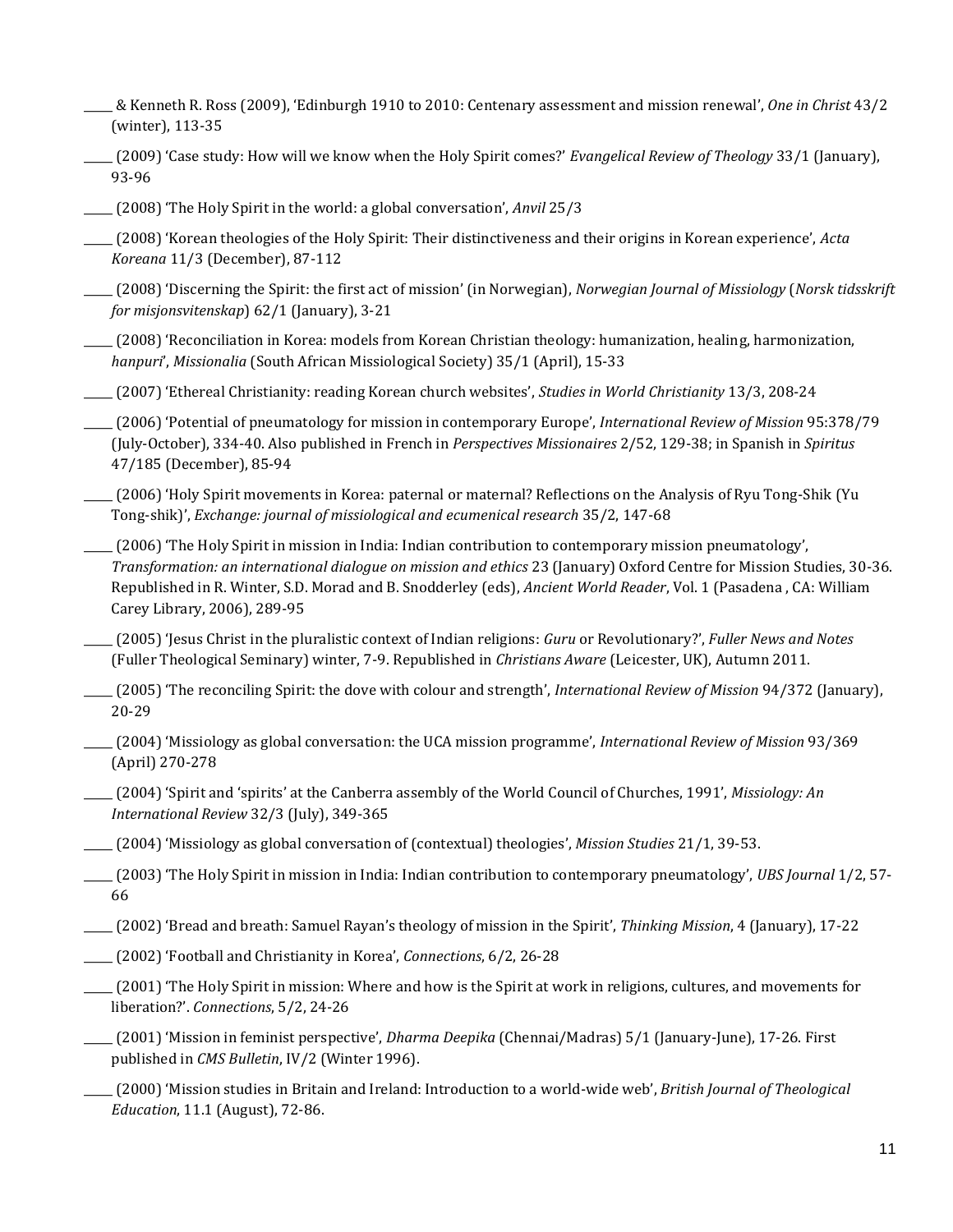_____ & Kenneth R. Ross (2009), 'Edinburgh 1910 to 2010: Centenary assessment and mission renewal', *One in Christ* 43/2 (winter), 113-35

_____ (2009) 'Case study: How will we know when the Holy Spirit comes?' *Evangelical Review of Theology* 33/1 (January), 93-96

_____ (2008) 'The Holy Spirit in the world: a global conversation', *Anvil* 25/3

_____ (2008) 'Korean theologies of the Holy Spirit: Their distinctiveness and their origins in Korean experience', *Acta Koreana* 11/3 (December), 87-112

_____ (2008) 'Discerning the Spirit: the first act of mission' (in Norwegian), *Norwegian Journal of Missiology* (*Norsk tidsskrift for misjonsvitenskap*) 62/1 (January), 3-21

_____ (2008) 'Reconciliation in Korea: models from Korean Christian theology: humanization, healing, harmonization, *hanpuri*', *Missionalia* (South African Missiological Society) 35/1 (April), 15-33

_____ (2007) 'Ethereal Christianity: reading Korean church websites', *Studies in World Christianity* 13/3, 208-24

_____ (2006) 'Potential of pneumatology for mission in contemporary Europe', *International Review of Mission* 95:378/79 (July-October), 334-40. Also published in French in *Perspectives Missionaires* 2/52, 129-38; in Spanish in *Spiritus* 47/185 (December), 85-94

_____ (2006) 'Holy Spirit movements in Korea: paternal or maternal? Reflections on the Analysis of Ryu Tong-Shik (Yu Tong-shik)', *Exchange: journal of missiological and ecumenical research* 35/2, 147-68

_____ (2006) 'The Holy Spirit in mission in India: Indian contribution to contemporary mission pneumatology', *Transformation: an international dialogue on mission and ethics* 23 (January) Oxford Centre for Mission Studies, 30-36. Republished in R. Winter, S.D. Morad and B. Snodderley (eds), *Ancient World Reader*, Vol. 1 (Pasadena , CA: William Carey Library, 2006), 289-95

_____ (2005) 'Jesus Christ in the pluralistic context of Indian religions: *Guru* or Revolutionary?', *Fuller News and Notes* (Fuller Theological Seminary) winter, 7-9. Republished in *Christians Aware* (Leicester, UK), Autumn 2011.

_____ (2005) 'The reconciling Spirit: the dove with colour and strength', *International Review of Mission* 94/372 (January), 20-29

_____ (2004) 'Missiology as global conversation: the UCA mission programme', *International Review of Mission* 93/369 (April) 270-278

_____ (2004) 'Spirit and 'spirits' at the Canberra assembly of the World Council of Churches, 1991', *Missiology: An International Review* 32/3 (July), 349-365

_____ (2004) 'Missiology as global conversation of (contextual) theologies', *Mission Studies* 21/1, 39-53.

_____ (2003) 'The Holy Spirit in mission in India: Indian contribution to contemporary pneumatology', *UBS Journal* 1/2, 57-66

_____ (2002) 'Bread and breath: Samuel Rayan's theology of mission in the Spirit', *Thinking Mission*, 4 (January), 17-22

_____ (2002) 'Football and Christianity in Korea', *Connections*, 6/2, 26-28

_____ (2001) 'The Holy Spirit in mission: Where and how is the Spirit at work in religions, cultures, and movements for liberation?'. *Connections*, 5/2, 24-26

_____ (2001) 'Mission in feminist perspective', *Dharma Deepika* (Chennai/Madras) 5/1 (January-June), 17-26. First published in *CMS Bulletin*, IV/2 (Winter 1996).

_____ (2000) 'Mission studies in Britain and Ireland: Introduction to a world-wide web', *British Journal of Theological Education*, 11.1 (August), 72-86.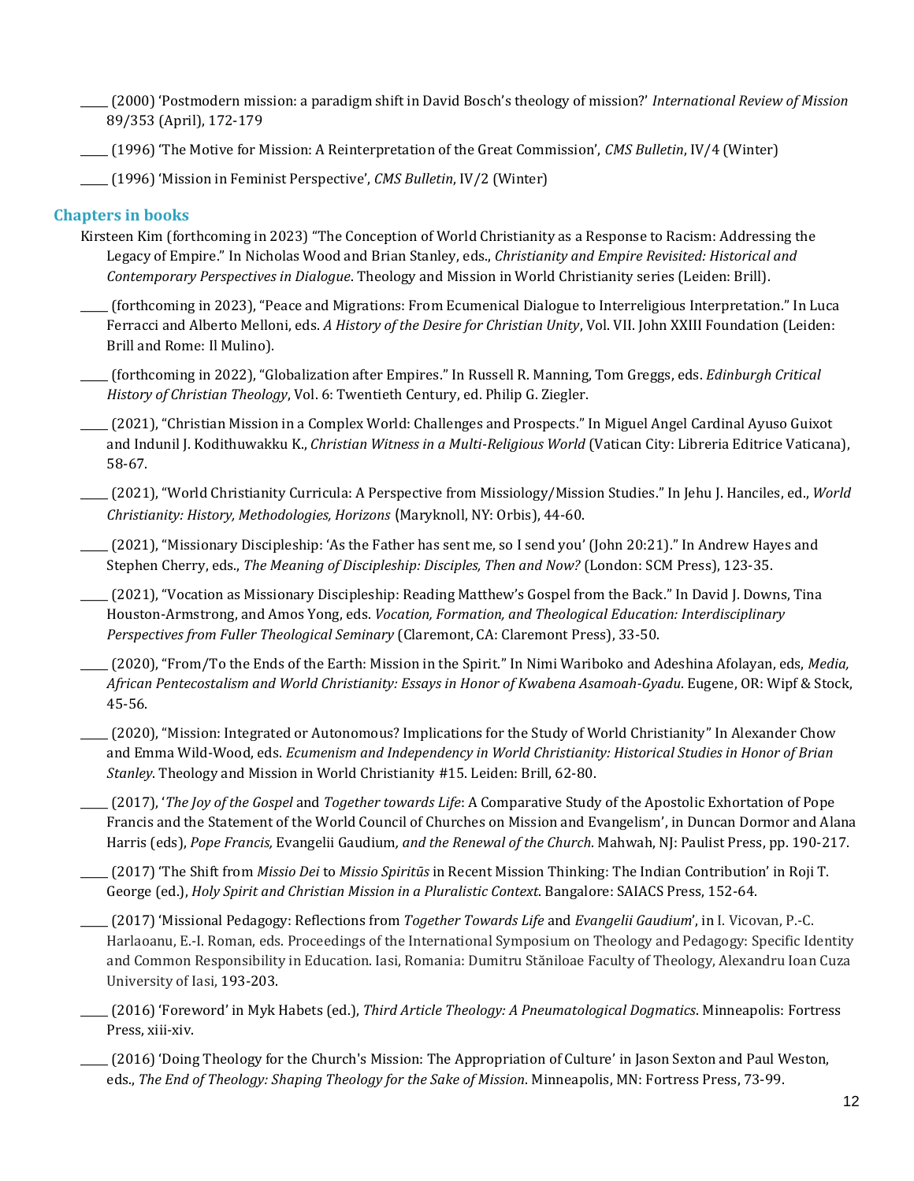_____ (2000) 'Postmodern mission: a paradigm shift in David Bosch's theology of mission?' *International Review of Mission* 89/353 (April), 172-179

_____ (1996) 'The Motive for Mission: A Reinterpretation of the Great Commission', *CMS Bulletin*, IV/4 (Winter)

_____ (1996) 'Mission in Feminist Perspective', *CMS Bulletin*, IV/2 (Winter)

## Chapters in books

Kirsteen Kim (forthcoming in 2023) "The Conception of World Christianity as a Response to Racism: Addressing the Legacy of Empire." In Nicholas Wood and Brian Stanley, eds., *Christianity and Empire Revisited: Historical and Contemporary Perspectives in Dialogue*. Theology and Mission in World Christianity series (Leiden: Brill).

_____ (forthcoming in 2023), "Peace and Migrations: From Ecumenical Dialogue to Interreligious Interpretation." In Luca Ferracci and Alberto Melloni, eds. *A History of the Desire for Christian Unity*, Vol. VII. John XXIII Foundation (Leiden: Brill and Rome: Il Mulino).

_____ (forthcoming in 2022), "Globalization after Empires." In Russell R. Manning, Tom Greggs, eds. *Edinburgh Critical History of Christian Theology*, Vol. 6: Twentieth Century, ed. Philip G. Ziegler.

_____ (2021), "Christian Mission in a Complex World: Challenges and Prospects." In Miguel Angel Cardinal Ayuso Guixot and Indunil J. Kodithuwakku K., *Christian Witness in a Multi-Religious World* (Vatican City: Libreria Editrice Vaticana), 58-67.

_____ (2021), "World Christianity Curricula: A Perspective from Missiology/Mission Studies." In Jehu J. Hanciles, ed., *World Christianity: History, Methodologies, Horizons* (Maryknoll, NY: Orbis), 44-60.

_____ (2021), "Missionary Discipleship: 'As the Father has sent me, so I send you' (John 20:21)." In Andrew Hayes and Stephen Cherry, eds., *The Meaning of Discipleship: Disciples, Then and Now?* (London: SCM Press), 123-35.

_____ (2021), "Vocation as Missionary Discipleship: Reading Matthew's Gospel from the Back." In David J. Downs, Tina Houston-Armstrong, and Amos Yong, eds. *Vocation, Formation, and Theological Education: Interdisciplinary Perspectives from Fuller Theological Seminary* (Claremont, CA: Claremont Press), 33-50.

_____ (2020), "From/To the Ends of the Earth: Mission in the Spirit." In Nimi Wariboko and Adeshina Afolayan, eds, *Media, African Pentecostalism and World Christianity: Essays in Honor of Kwabena Asamoah-Gyadu*. Eugene, OR: Wipf & Stock, 45-56.

_____ (2020), "Mission: Integrated or Autonomous? Implications for the Study of World Christianity" In Alexander Chow and Emma Wild-Wood, eds. *Ecumenism and Independency in World Christianity: Historical Studies in Honor of Brian Stanley*. Theology and Mission in World Christianity #15. Leiden: Brill, 62-80.

_____ (2017), '*The Joy of the Gospel* and *Together towards Life*: A Comparative Study of the Apostolic Exhortation of Pope Francis and the Statement of the World Council of Churches on Mission and Evangelism', in Duncan Dormor and Alana Harris (eds), *Pope Francis,* Evangelii Gaudium*, and the Renewal of the Church*. Mahwah, NJ: Paulist Press, pp. 190-217.

_____ (2017) 'The Shift from *Missio Dei* to *Missio Spiritūs* in Recent Mission Thinking: The Indian Contribution' in Roji T. George (ed.), *Holy Spirit and Christian Mission in a Pluralistic Context*. Bangalore: SAIACS Press, 152-64.

_____ (2017) 'Missional Pedagogy: Reflections from *Together Towards Life* and *Evangelii Gaudium*', in I. Vicovan, P.-C. Harlaoanu, E.-I. Roman, eds. Proceedings of the International Symposium on Theology and Pedagogy: Specific Identity and Common Responsibility in Education. Iasi, Romania: Dumitru Stăniloae Faculty of Theology, Alexandru Ioan Cuza University of Iasi, 193-203.

_____ (2016) 'Foreword' in Myk Habets (ed.), *Third Article Theology: A Pneumatological Dogmatics*. Minneapolis: Fortress Press, xiii-xiv.

_____ (2016) 'Doing Theology for the Church's Mission: The Appropriation of Culture' in Jason Sexton and Paul Weston, eds., *The End of Theology: Shaping Theology for the Sake of Mission*. Minneapolis, MN: Fortress Press, 73-99.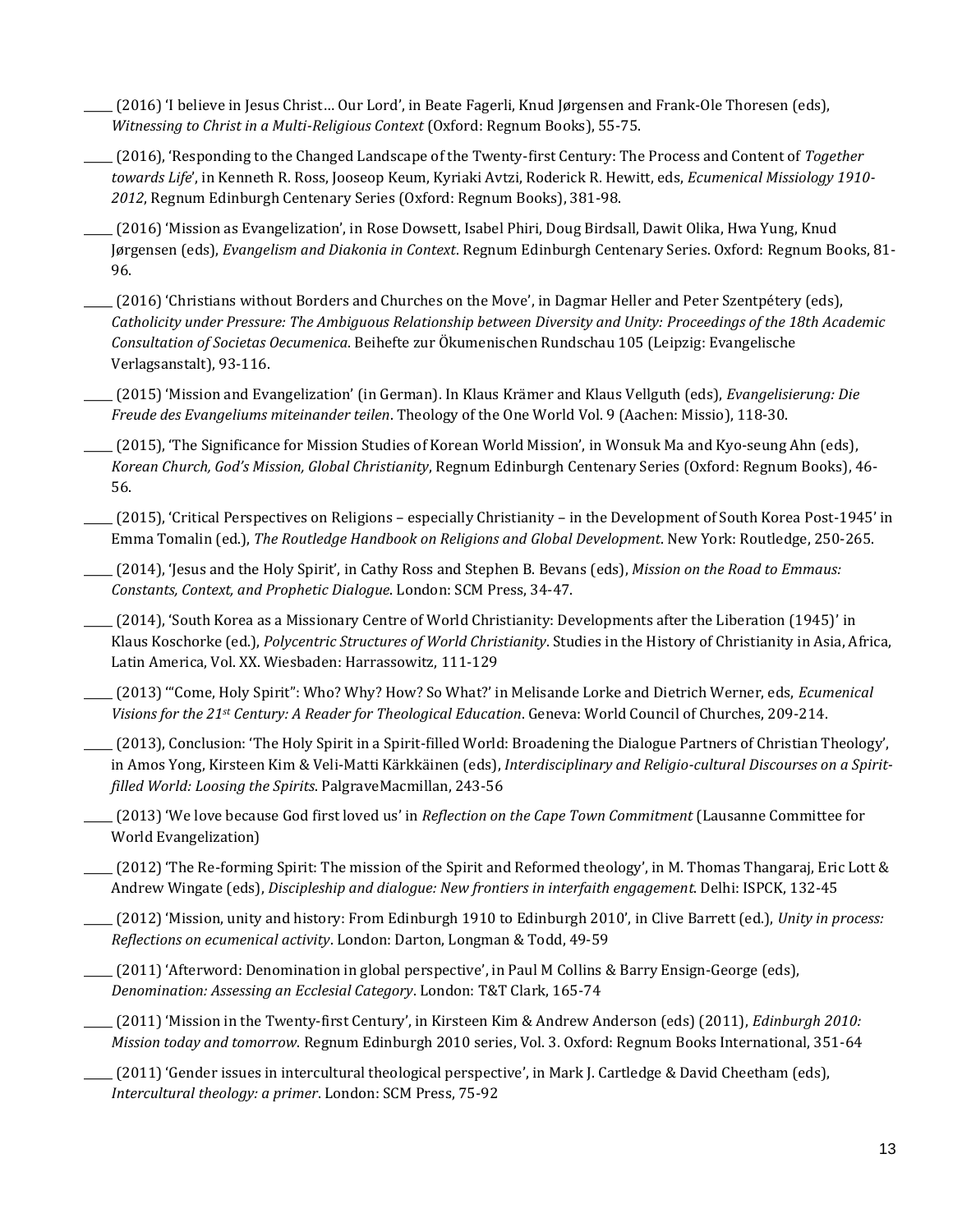_____ (2016) 'I believe in Jesus Christ… Our Lord', in Beate Fagerli, Knud Jørgensen and Frank-Ole Thoresen (eds), *Witnessing to Christ in a Multi-Religious Context* (Oxford: Regnum Books), 55-75.

_____ (2016), 'Responding to the Changed Landscape of the Twenty-first Century: The Process and Content of *Together towards Life*', in Kenneth R. Ross, Jooseop Keum, Kyriaki Avtzi, Roderick R. Hewitt, eds, *Ecumenical Missiology 1910-2012*, Regnum Edinburgh Centenary Series (Oxford: Regnum Books), 381-98.

_____ (2016) 'Mission as Evangelization', in Rose Dowsett, Isabel Phiri, Doug Birdsall, Dawit Olika, Hwa Yung, Knud Jørgensen (eds), *Evangelism and Diakonia in Context*. Regnum Edinburgh Centenary Series. Oxford: Regnum Books, 81-96.

_____ (2016) 'Christians without Borders and Churches on the Move', in Dagmar Heller and Peter Szentpétery (eds), *Catholicity under Pressure: The Ambiguous Relationship between Diversity and Unity: Proceedings of the 18th Academic Consultation of Societas Oecumenica*. Beihefte zur Ökumenischen Rundschau 105 (Leipzig: Evangelische Verlagsanstalt), 93-116.

_____ (2015) 'Mission and Evangelization' (in German). In Klaus Krämer and Klaus Vellguth (eds), *Evangelisierung: Die Freude des Evangeliums miteinander teilen*. Theology of the One World Vol. 9 (Aachen: Missio), 118-30.

_____ (2015), 'The Significance for Mission Studies of Korean World Mission', in Wonsuk Ma and Kyo-seung Ahn (eds), *Korean Church, God's Mission, Global Christianity*, Regnum Edinburgh Centenary Series (Oxford: Regnum Books), 46-56.

_____ (2015), 'Critical Perspectives on Religions – especially Christianity – in the Development of South Korea Post-1945' in Emma Tomalin (ed.), *The Routledge Handbook on Religions and Global Development*. New York: Routledge, 250-265.

_____ (2014), 'Jesus and the Holy Spirit', in Cathy Ross and Stephen B. Bevans (eds), *Mission on the Road to Emmaus: Constants, Context, and Prophetic Dialogue*. London: SCM Press, 34-47.

_____ (2014), 'South Korea as a Missionary Centre of World Christianity: Developments after the Liberation (1945)' in Klaus Koschorke (ed.), *Polycentric Structures of World Christianity*. Studies in the History of Christianity in Asia, Africa, Latin America, Vol. XX. Wiesbaden: Harrassowitz, 111-129

_____ (2013) '"Come, Holy Spirit": Who? Why? How? So What?' in Melisande Lorke and Dietrich Werner, eds, *Ecumenical Visions for the 21st Century: A Reader for Theological Education*. Geneva: World Council of Churches, 209-214.

_____ (2013), Conclusion: 'The Holy Spirit in a Spirit-filled World: Broadening the Dialogue Partners of Christian Theology', in Amos Yong, Kirsteen Kim & Veli-Matti Kärkkäinen (eds), *Interdisciplinary and Religio-cultural Discourses on a Spirit-filled World: Loosing the Spirits*. PalgraveMacmillan, 243-56

_____ (2013) 'We love because God first loved us' in *Reflection on the Cape Town Commitment* (Lausanne Committee for World Evangelization)

_____ (2012) 'The Re-forming Spirit: The mission of the Spirit and Reformed theology', in M. Thomas Thangaraj, Eric Lott & Andrew Wingate (eds), *Discipleship and dialogue: New frontiers in interfaith engagement*. Delhi: ISPCK, 132-45

_____ (2012) 'Mission, unity and history: From Edinburgh 1910 to Edinburgh 2010', in Clive Barrett (ed.), *Unity in process: Reflections on ecumenical activity*. London: Darton, Longman & Todd, 49-59

_____ (2011) 'Afterword: Denomination in global perspective', in Paul M Collins & Barry Ensign-George (eds), *Denomination: Assessing an Ecclesial Category*. London: T&T Clark, 165-74

_____ (2011) 'Mission in the Twenty-first Century', in Kirsteen Kim & Andrew Anderson (eds) (2011), *Edinburgh 2010: Mission today and tomorrow*. Regnum Edinburgh 2010 series, Vol. 3. Oxford: Regnum Books International, 351-64

_____ (2011) 'Gender issues in intercultural theological perspective', in Mark J. Cartledge & David Cheetham (eds), *Intercultural theology: a primer*. London: SCM Press, 75-92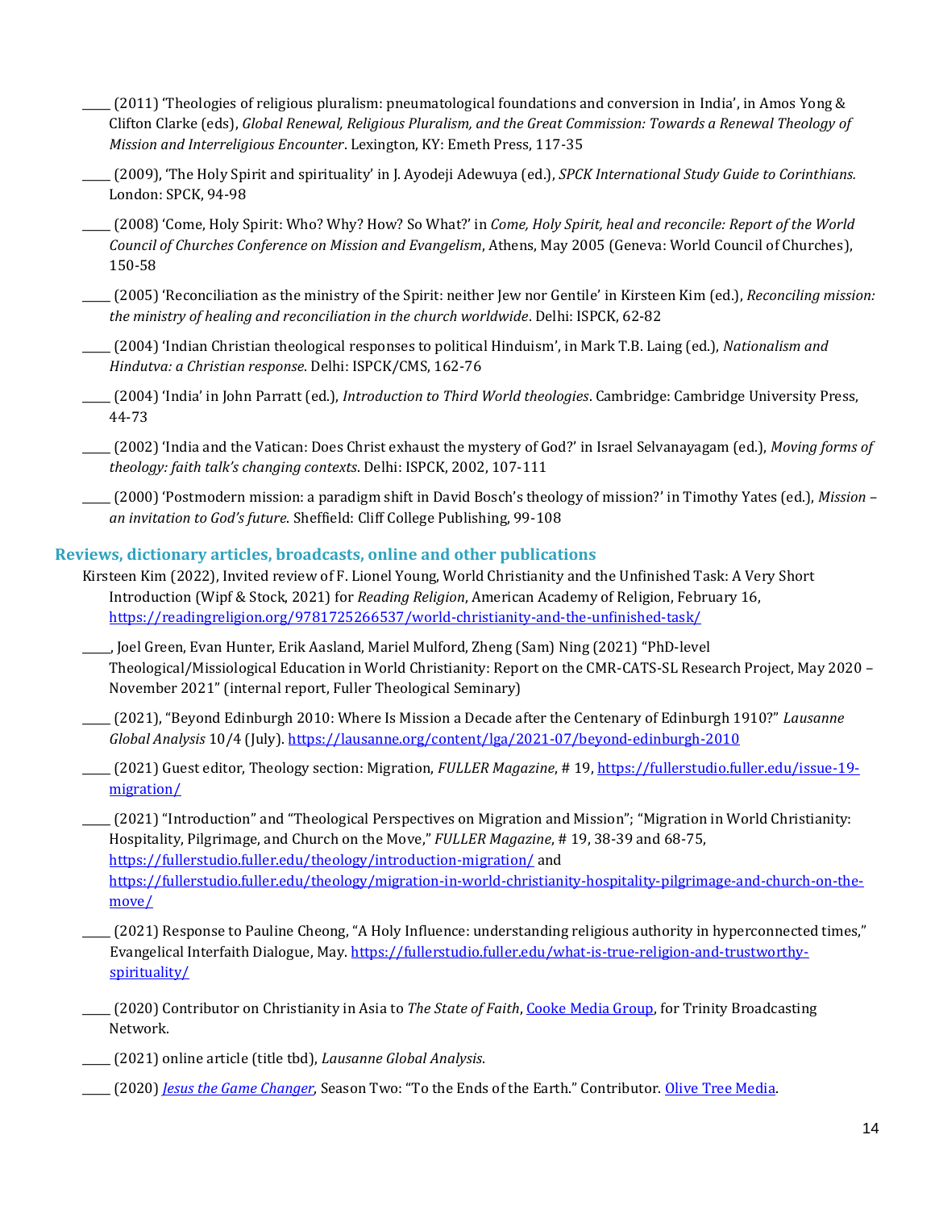_____ (2011) 'Theologies of religious pluralism: pneumatological foundations and conversion in India', in Amos Yong & Clifton Clarke (eds), *Global Renewal, Religious Pluralism, and the Great Commission: Towards a Renewal Theology of Mission and Interreligious Encounter*. Lexington, KY: Emeth Press, 117-35

_____ (2009), 'The Holy Spirit and spirituality' in J. Ayodeji Adewuya (ed.), *SPCK International Study Guide to Corinthians.* London: SPCK, 94-98

_____ (2008) 'Come, Holy Spirit: Who? Why? How? So What?' in *Come, Holy Spirit, heal and reconcile: Report of the World Council of Churches Conference on Mission and Evangelism*, Athens, May 2005 (Geneva: World Council of Churches), 150-58

_____ (2005) 'Reconciliation as the ministry of the Spirit: neither Jew nor Gentile' in Kirsteen Kim (ed.), *Reconciling mission: the ministry of healing and reconciliation in the church worldwide*. Delhi: ISPCK, 62-82

_____ (2004) 'Indian Christian theological responses to political Hinduism', in Mark T.B. Laing (ed.), *Nationalism and Hindutva: a Christian response*. Delhi: ISPCK/CMS, 162-76

_____ (2004) 'India' in John Parratt (ed.), *Introduction to Third World theologies*. Cambridge: Cambridge University Press, 44-73

_____ (2002) 'India and the Vatican: Does Christ exhaust the mystery of God?' in Israel Selvanayagam (ed.), *Moving forms of theology: faith talk's changing contexts*. Delhi: ISPCK, 2002, 107-111

_____ (2000) 'Postmodern mission: a paradigm shift in David Bosch's theology of mission?' in Timothy Yates (ed.), *Mission – an invitation to God's future*. Sheffield: Cliff College Publishing, 99-108

### Reviews, dictionary articles, broadcasts, online and other publications

Kirsteen Kim (2022), Invited review of F. Lionel Young, World Christianity and the Unfinished Task: A Very Short Introduction (Wipf & Stock, 2021) for *Reading Religion*, American Academy of Religion, February 16, https://readingreligion.org/9781725266537/world-christianity-and-the-unfinished-task/

_____, Joel Green, Evan Hunter, Erik Aasland, Mariel Mulford, Zheng (Sam) Ning (2021) "PhD-level Theological/Missiological Education in World Christianity: Report on the CMR-CATS-SL Research Project, May 2020 – November 2021" (internal report, Fuller Theological Seminary)

_____ (2021), "Beyond Edinburgh 2010: Where Is Mission a Decade after the Centenary of Edinburgh 1910?" *Lausanne Global Analysis* 10/4 (July). https://lausanne.org/content/lga/2021-07/beyond-edinburgh-2010

_____ (2021) Guest editor, Theology section: Migration, *FULLER Magazine*, # 19, https://fullerstudio.fuller.edu/issue-19-migration/

_____ (2021) "Introduction" and "Theological Perspectives on Migration and Mission"; "Migration in World Christianity: Hospitality, Pilgrimage, and Church on the Move," *FULLER Magazine*, # 19, 38-39 and 68-75, https://fullerstudio.fuller.edu/theology/introduction-migration/ and https://fullerstudio.fuller.edu/theology/migration-in-world-christianity-hospitality-pilgrimage-and-church-on-the-move/

_____ (2021) Response to Pauline Cheong, "A Holy Influence: understanding religious authority in hyperconnected times," Evangelical Interfaith Dialogue, May. https://fullerstudio.fuller.edu/what-is-true-religion-and-trustworthy-spirituality/

_____ (2020) Contributor on Christianity in Asia to *The State of Faith*, Cooke Media Group, for Trinity Broadcasting Network.

_____ (2021) online article (title tbd), *Lausanne Global Analysis*.

_____ (2020) *Jesus the Game Changer*, Season Two: "To the Ends of the Earth." Contributor. Olive Tree Media.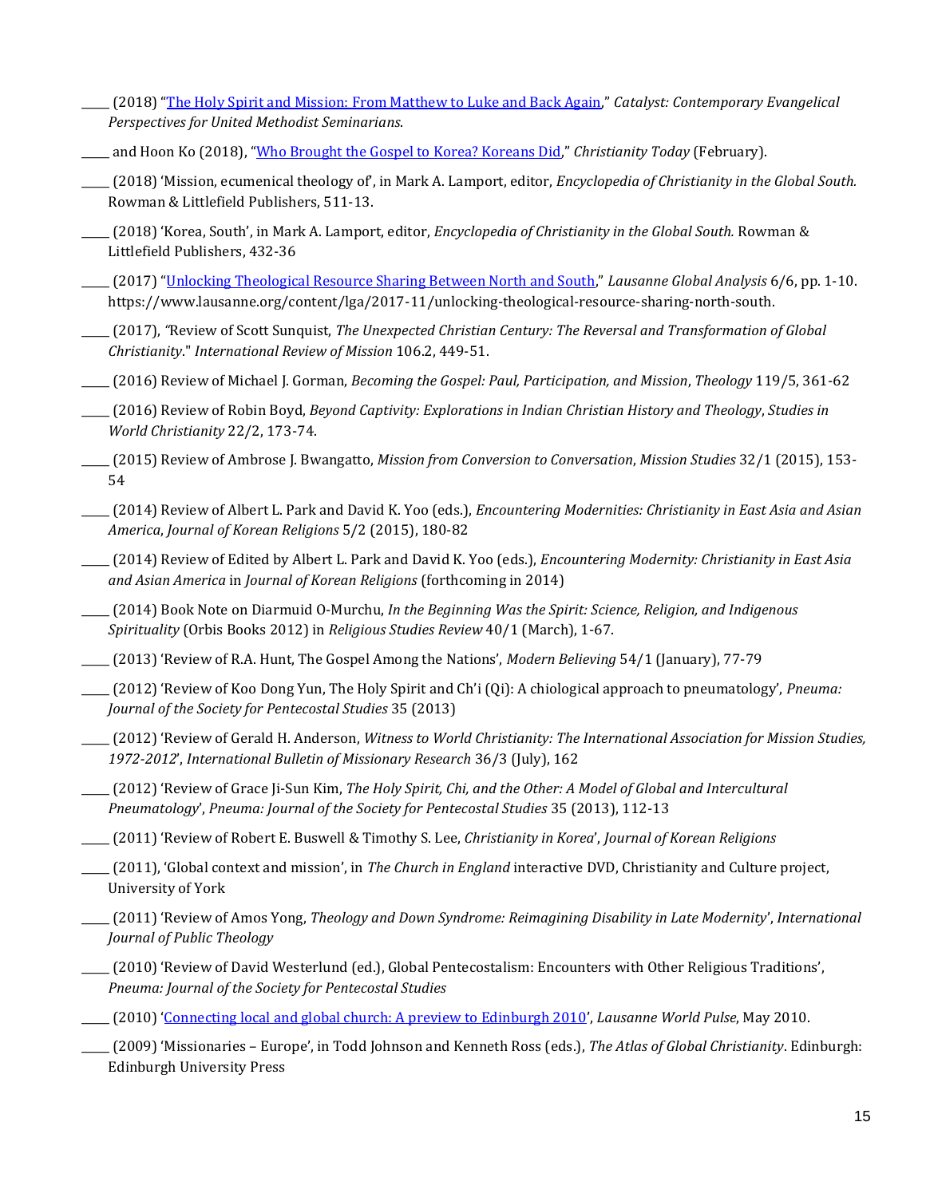_____ (2018) "[The Holy Spirit and Mission: From Matthew to Luke and Back Again](#)," *Catalyst: Contemporary Evangelical Perspectives for United Methodist Seminarians.*

_____ and Hoon Ko (2018), "[Who Brought the Gospel to Korea? Koreans Did](#)," *Christianity Today* (February).

_____ (2018) 'Mission, ecumenical theology of', in Mark A. Lamport, editor, *Encyclopedia of Christianity in the Global South.* Rowman & Littlefield Publishers, 511-13.

_____ (2018) 'Korea, South', in Mark A. Lamport, editor, *Encyclopedia of Christianity in the Global South.* Rowman & Littlefield Publishers, 432-36

_____ (2017) "[Unlocking Theological Resource Sharing Between North and South](#)," *Lausanne Global Analysis* 6/6, pp. 1-10. https://www.lausanne.org/content/lga/2017-11/unlocking-theological-resource-sharing-north-south.

_____ (2017), "Review of Scott Sunquist, *The Unexpected Christian Century: The Reversal and Transformation of Global Christianity*." *International Review of Mission* 106.2, 449-51.

_____ (2016) Review of Michael J. Gorman, *Becoming the Gospel: Paul, Participation, and Mission*, *Theology* 119/5, 361-62

_____ (2016) Review of Robin Boyd, *Beyond Captivity: Explorations in Indian Christian History and Theology*, *Studies in World Christianity* 22/2, 173-74.

_____ (2015) Review of Ambrose J. Bwangatto, *Mission from Conversion to Conversation*, *Mission Studies* 32/1 (2015), 153-54

_____ (2014) Review of Albert L. Park and David K. Yoo (eds.), *Encountering Modernities: Christianity in East Asia and Asian America*, *Journal of Korean Religions* 5/2 (2015), 180-82

_____ (2014) Review of Edited by Albert L. Park and David K. Yoo (eds.), *Encountering Modernity: Christianity in East Asia and Asian America* in *Journal of Korean Religions* (forthcoming in 2014)

_____ (2014) Book Note on Diarmuid O-Murchu, *In the Beginning Was the Spirit: Science, Religion, and Indigenous Spirituality* (Orbis Books 2012) in *Religious Studies Review* 40/1 (March), 1-67.

_____ (2013) 'Review of R.A. Hunt, The Gospel Among the Nations', *Modern Believing* 54/1 (January), 77-79

_____ (2012) 'Review of Koo Dong Yun, The Holy Spirit and Ch'i (Qi): A chiological approach to pneumatology', *Pneuma: Journal of the Society for Pentecostal Studies* 35 (2013)

_____ (2012) 'Review of Gerald H. Anderson, *Witness to World Christianity: The International Association for Mission Studies, 1972-2012*', *International Bulletin of Missionary Research* 36/3 (July), 162

_____ (2012) 'Review of Grace Ji-Sun Kim, *The Holy Spirit, Chi, and the Other: A Model of Global and Intercultural Pneumatology*', *Pneuma: Journal of the Society for Pentecostal Studies* 35 (2013), 112-13

_____ (2011) 'Review of Robert E. Buswell & Timothy S. Lee, *Christianity in Korea*', *Journal of Korean Religions*

_____ (2011), 'Global context and mission', in *The Church in England* interactive DVD, Christianity and Culture project, University of York

_____ (2011) 'Review of Amos Yong, *Theology and Down Syndrome: Reimagining Disability in Late Modernity*', *International Journal of Public Theology*

_____ (2010) 'Review of David Westerlund (ed.), Global Pentecostalism: Encounters with Other Religious Traditions', *Pneuma: Journal of the Society for Pentecostal Studies*

_____ (2010) '[Connecting local and global church: A preview to Edinburgh 2010](#)', *Lausanne World Pulse*, May 2010.

_____ (2009) 'Missionaries – Europe', in Todd Johnson and Kenneth Ross (eds.), *The Atlas of Global Christianity*. Edinburgh: Edinburgh University Press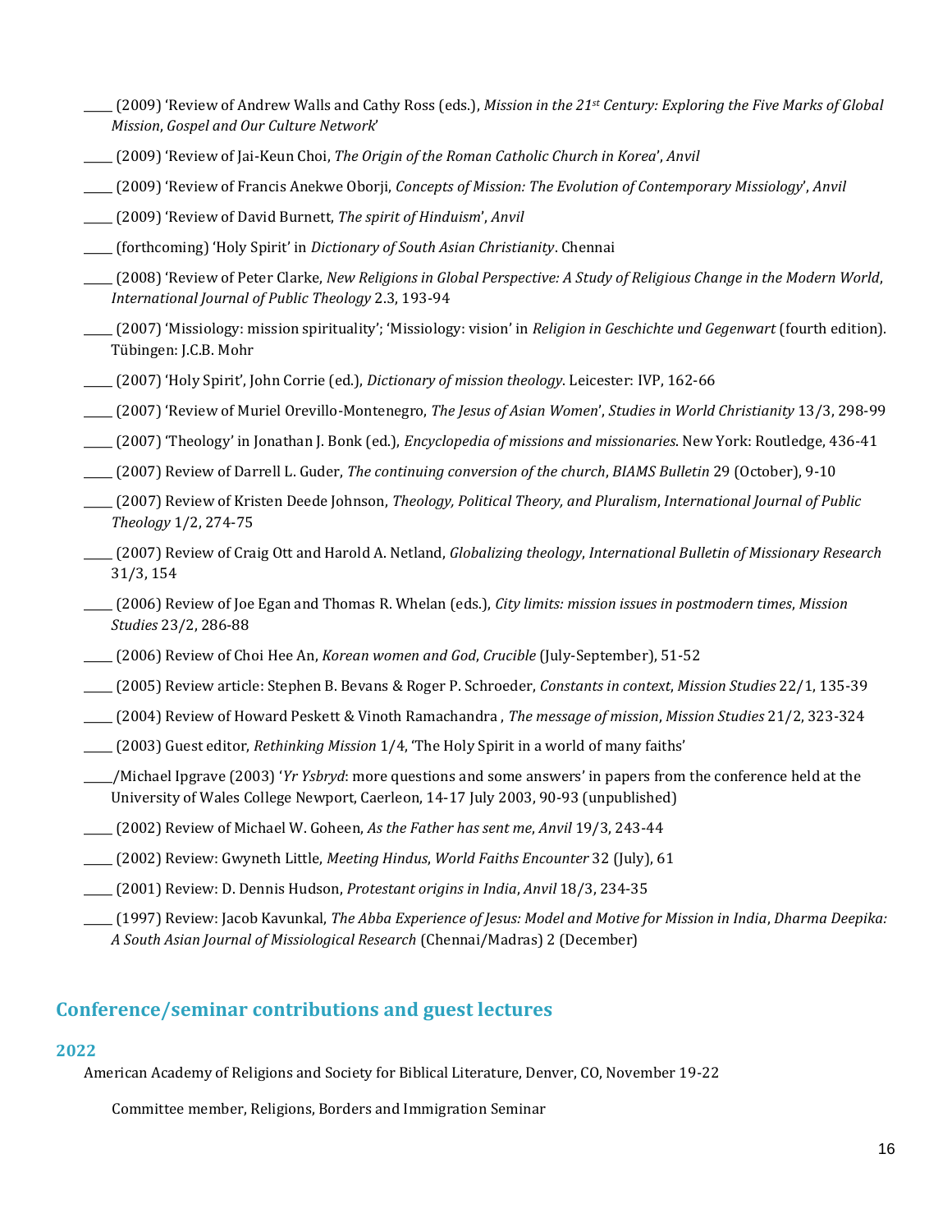_____ (2009) 'Review of Andrew Walls and Cathy Ross (eds.), *Mission in the 21st Century: Exploring the Five Marks of Global Mission*, *Gospel and Our Culture Network*'

_____ (2009) 'Review of Jai-Keun Choi, *The Origin of the Roman Catholic Church in Korea*', *Anvil*

_____ (2009) 'Review of Francis Anekwe Oborji, *Concepts of Mission: The Evolution of Contemporary Missiology*', *Anvil*

_____ (2009) 'Review of David Burnett, *The spirit of Hinduism*', *Anvil*

_____ (forthcoming) 'Holy Spirit' in *Dictionary of South Asian Christianity*. Chennai

_____ (2008) 'Review of Peter Clarke, *New Religions in Global Perspective: A Study of Religious Change in the Modern World*, *International Journal of Public Theology* 2.3, 193-94

_____ (2007) 'Missiology: mission spirituality'; 'Missiology: vision' in *Religion in Geschichte und Gegenwart* (fourth edition). Tübingen: J.C.B. Mohr

_____ (2007) 'Holy Spirit', John Corrie (ed.), *Dictionary of mission theology*. Leicester: IVP, 162-66

_____ (2007) 'Review of Muriel Orevillo-Montenegro, *The Jesus of Asian Women*', *Studies in World Christianity* 13/3, 298-99

_____ (2007) 'Theology' in Jonathan J. Bonk (ed.), *Encyclopedia of missions and missionaries*. New York: Routledge, 436-41

_____ (2007) Review of Darrell L. Guder, *The continuing conversion of the church*, *BIAMS Bulletin* 29 (October), 9-10

_____ (2007) Review of Kristen Deede Johnson, *Theology, Political Theory, and Pluralism*, *International Journal of Public Theology* 1/2, 274-75

_____ (2007) Review of Craig Ott and Harold A. Netland, *Globalizing theology*, *International Bulletin of Missionary Research* 31/3, 154

_____ (2006) Review of Joe Egan and Thomas R. Whelan (eds.), *City limits: mission issues in postmodern times*, *Mission Studies* 23/2, 286-88

_____ (2006) Review of Choi Hee An, *Korean women and God*, *Crucible* (July-September), 51-52

_____ (2005) Review article: Stephen B. Bevans & Roger P. Schroeder, *Constants in context*, *Mission Studies* 22/1, 135-39

_____ (2004) Review of Howard Peskett & Vinoth Ramachandra , *The message of mission*, *Mission Studies* 21/2, 323-324

_____ (2003) Guest editor, *Rethinking Mission* 1/4, 'The Holy Spirit in a world of many faiths'

_____/Michael Ipgrave (2003) '*Yr Ysbryd*: more questions and some answers' in papers from the conference held at the University of Wales College Newport, Caerleon, 14-17 July 2003, 90-93 (unpublished)

_____ (2002) Review of Michael W. Goheen, *As the Father has sent me*, *Anvil* 19/3, 243-44

_____ (2002) Review: Gwyneth Little, *Meeting Hindus*, *World Faiths Encounter* 32 (July), 61

_____ (2001) Review: D. Dennis Hudson, *Protestant origins in India*, *Anvil* 18/3, 234-35

_____ (1997) Review: Jacob Kavunkal, *The Abba Experience of Jesus: Model and Motive for Mission in India*, *Dharma Deepika: A South Asian Journal of Missiological Research* (Chennai/Madras) 2 (December)

## Conference/seminar contributions and guest lectures

### 2022

American Academy of Religions and Society for Biblical Literature, Denver, CO, November 19-22

Committee member, Religions, Borders and Immigration Seminar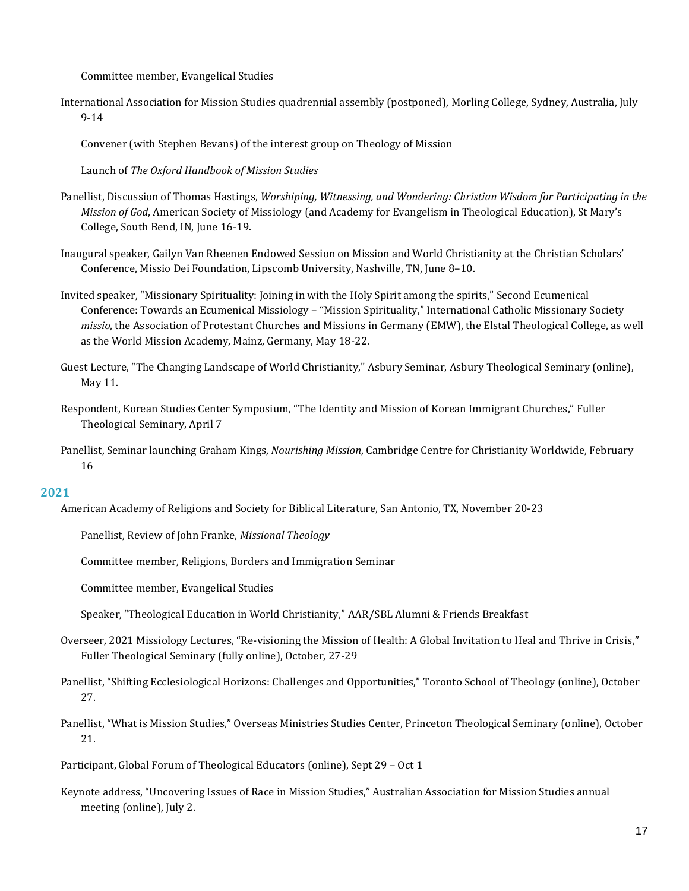Committee member, Evangelical Studies

International Association for Mission Studies quadrennial assembly (postponed), Morling College, Sydney, Australia, July 9-14

Convener (with Stephen Bevans) of the interest group on Theology of Mission

Launch of *The Oxford Handbook of Mission Studies*

Panellist, Discussion of Thomas Hastings, *Worshiping, Witnessing, and Wondering: Christian Wisdom for Participating in the Mission of God*, American Society of Missiology (and Academy for Evangelism in Theological Education), St Mary's College, South Bend, IN, June 16-19.

Inaugural speaker, Gailyn Van Rheenen Endowed Session on Mission and World Christianity at the Christian Scholars' Conference, Missio Dei Foundation, Lipscomb University, Nashville, TN, June 8–10.

Invited speaker, "Missionary Spirituality: Joining in with the Holy Spirit among the spirits," Second Ecumenical Conference: Towards an Ecumenical Missiology – "Mission Spirituality," International Catholic Missionary Society *missio*, the Association of Protestant Churches and Missions in Germany (EMW), the Elstal Theological College, as well as the World Mission Academy, Mainz, Germany, May 18-22.

Guest Lecture, "The Changing Landscape of World Christianity," Asbury Seminar, Asbury Theological Seminary (online), May 11.

Respondent, Korean Studies Center Symposium, "The Identity and Mission of Korean Immigrant Churches," Fuller Theological Seminary, April 7

Panellist, Seminar launching Graham Kings, *Nourishing Mission*, Cambridge Centre for Christianity Worldwide, February 16

## 2021

American Academy of Religions and Society for Biblical Literature, San Antonio, TX, November 20-23

Panellist, Review of John Franke, *Missional Theology*

Committee member, Religions, Borders and Immigration Seminar

Committee member, Evangelical Studies

Speaker, "Theological Education in World Christianity," AAR/SBL Alumni & Friends Breakfast

Overseer, 2021 Missiology Lectures, "Re-visioning the Mission of Health: A Global Invitation to Heal and Thrive in Crisis," Fuller Theological Seminary (fully online), October, 27-29

Panellist, "Shifting Ecclesiological Horizons: Challenges and Opportunities," Toronto School of Theology (online), October 27.

Panellist, "What is Mission Studies," Overseas Ministries Studies Center, Princeton Theological Seminary (online), October 21.

Participant, Global Forum of Theological Educators (online), Sept 29 – Oct 1

Keynote address, "Uncovering Issues of Race in Mission Studies," Australian Association for Mission Studies annual meeting (online), July 2.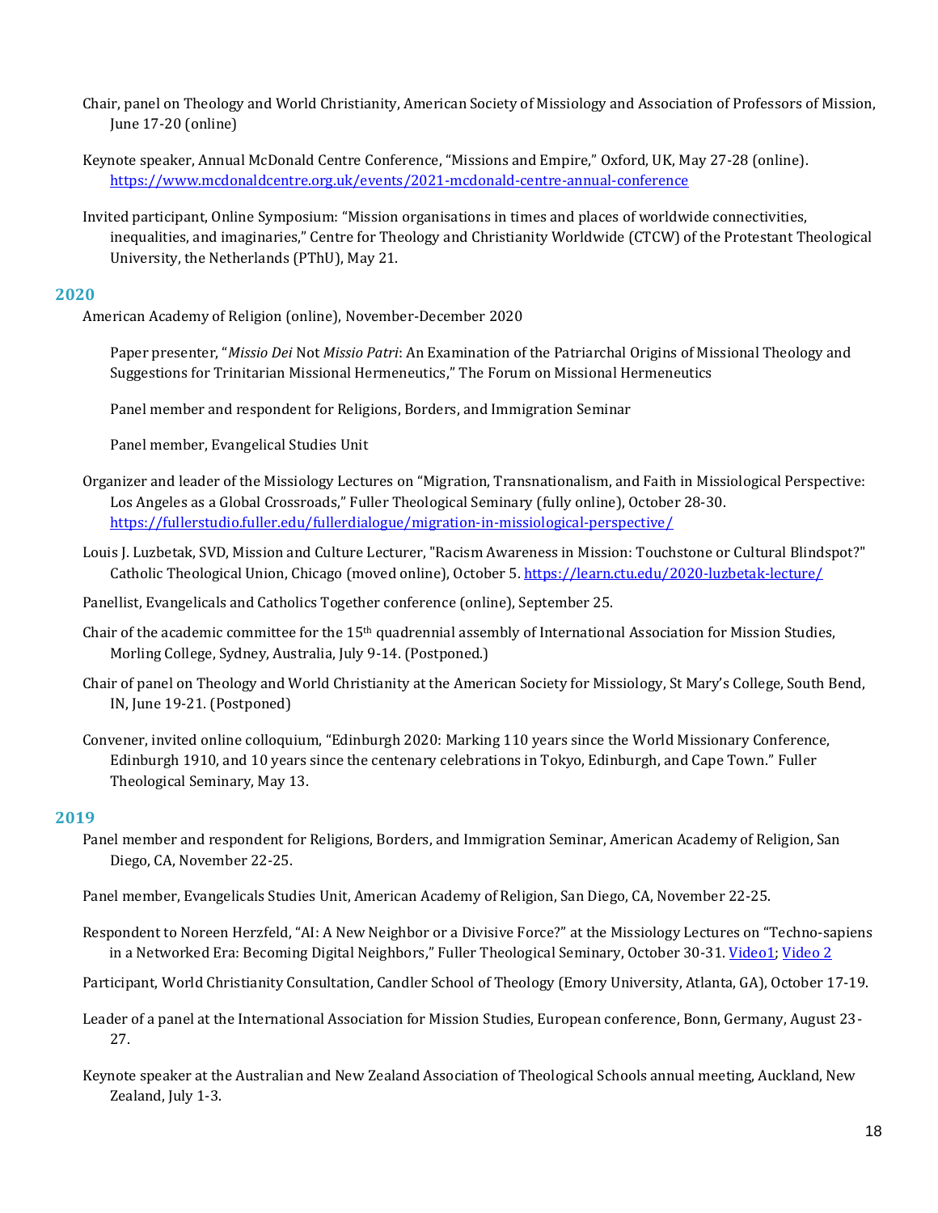Chair, panel on Theology and World Christianity, American Society of Missiology and Association of Professors of Mission, June 17-20 (online)

Keynote speaker, Annual McDonald Centre Conference, "Missions and Empire," Oxford, UK, May 27-28 (online). https://www.mcdonaldcentre.org.uk/events/2021-mcdonald-centre-annual-conference

Invited participant, Online Symposium: "Mission organisations in times and places of worldwide connectivities, inequalities, and imaginaries," Centre for Theology and Christianity Worldwide (CTCW) of the Protestant Theological University, the Netherlands (PThU), May 21.

## 2020

American Academy of Religion (online), November-December 2020

Paper presenter, "*Missio Dei* Not *Missio Patri*: An Examination of the Patriarchal Origins of Missional Theology and Suggestions for Trinitarian Missional Hermeneutics," The Forum on Missional Hermeneutics

Panel member and respondent for Religions, Borders, and Immigration Seminar

Panel member, Evangelical Studies Unit

Organizer and leader of the Missiology Lectures on "Migration, Transnationalism, and Faith in Missiological Perspective: Los Angeles as a Global Crossroads," Fuller Theological Seminary (fully online), October 28-30. https://fullerstudio.fuller.edu/fullerdialogue/migration-in-missiological-perspective/

Louis J. Luzbetak, SVD, Mission and Culture Lecturer, "Racism Awareness in Mission: Touchstone or Cultural Blindspot?" Catholic Theological Union, Chicago (moved online), October 5. https://learn.ctu.edu/2020-luzbetak-lecture/

Panellist, Evangelicals and Catholics Together conference (online), September 25.

Chair of the academic committee for the 15th quadrennial assembly of International Association for Mission Studies, Morling College, Sydney, Australia, July 9-14. (Postponed.)

Chair of panel on Theology and World Christianity at the American Society for Missiology, St Mary's College, South Bend, IN, June 19-21. (Postponed)

Convener, invited online colloquium, "Edinburgh 2020: Marking 110 years since the World Missionary Conference, Edinburgh 1910, and 10 years since the centenary celebrations in Tokyo, Edinburgh, and Cape Town." Fuller Theological Seminary, May 13.

## 2019

Panel member and respondent for Religions, Borders, and Immigration Seminar, American Academy of Religion, San Diego, CA, November 22-25.

Panel member, Evangelicals Studies Unit, American Academy of Religion, San Diego, CA, November 22-25.

Respondent to Noreen Herzfeld, "AI: A New Neighbor or a Divisive Force?" at the Missiology Lectures on "Techno-sapiens in a Networked Era: Becoming Digital Neighbors," Fuller Theological Seminary, October 30-31. Video1; Video 2

Participant, World Christianity Consultation, Candler School of Theology (Emory University, Atlanta, GA), October 17-19.

Leader of a panel at the International Association for Mission Studies, European conference, Bonn, Germany, August 23-27.

Keynote speaker at the Australian and New Zealand Association of Theological Schools annual meeting, Auckland, New Zealand, July 1-3.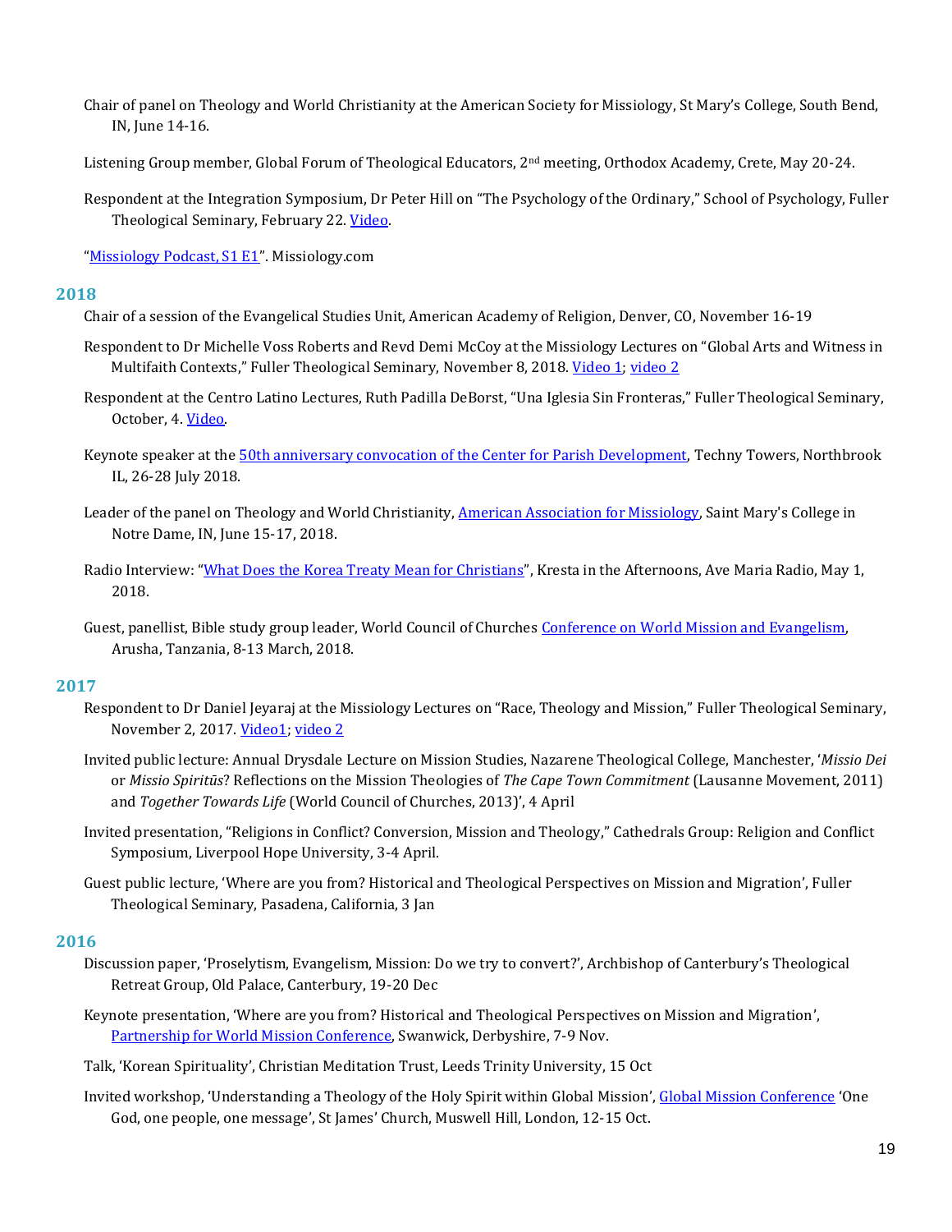Chair of panel on Theology and World Christianity at the American Society for Missiology, St Mary's College, South Bend, IN, June 14-16.

Listening Group member, Global Forum of Theological Educators, 2nd meeting, Orthodox Academy, Crete, May 20-24.

Respondent at the Integration Symposium, Dr Peter Hill on "The Psychology of the Ordinary," School of Psychology, Fuller Theological Seminary, February 22. Video.

"Missiology Podcast, S1 E1". Missiology.com

## 2018

Chair of a session of the Evangelical Studies Unit, American Academy of Religion, Denver, CO, November 16-19

Respondent to Dr Michelle Voss Roberts and Revd Demi McCoy at the Missiology Lectures on "Global Arts and Witness in Multifaith Contexts," Fuller Theological Seminary, November 8, 2018. Video 1; video 2

Respondent at the Centro Latino Lectures, Ruth Padilla DeBorst, "Una Iglesia Sin Fronteras," Fuller Theological Seminary, October, 4. Video.

Keynote speaker at the 50th anniversary convocation of the Center for Parish Development, Techny Towers, Northbrook IL, 26-28 July 2018.

Leader of the panel on Theology and World Christianity, American Association for Missiology, Saint Mary's College in Notre Dame, IN, June 15-17, 2018.

Radio Interview: "What Does the Korea Treaty Mean for Christians", Kresta in the Afternoons, Ave Maria Radio, May 1, 2018.

Guest, panellist, Bible study group leader, World Council of Churches Conference on World Mission and Evangelism, Arusha, Tanzania, 8-13 March, 2018.

## 2017

Respondent to Dr Daniel Jeyaraj at the Missiology Lectures on "Race, Theology and Mission," Fuller Theological Seminary, November 2, 2017. Video1; video 2

Invited public lecture: Annual Drysdale Lecture on Mission Studies, Nazarene Theological College, Manchester, '*Missio Dei* or *Missio Spiritūs*? Reflections on the Mission Theologies of *The Cape Town Commitment* (Lausanne Movement, 2011) and *Together Towards Life* (World Council of Churches, 2013)', 4 April

Invited presentation, "Religions in Conflict? Conversion, Mission and Theology," Cathedrals Group: Religion and Conflict Symposium, Liverpool Hope University, 3-4 April.

Guest public lecture, 'Where are you from? Historical and Theological Perspectives on Mission and Migration', Fuller Theological Seminary, Pasadena, California, 3 Jan

## 2016

Discussion paper, 'Proselytism, Evangelism, Mission: Do we try to convert?', Archbishop of Canterbury's Theological Retreat Group, Old Palace, Canterbury, 19-20 Dec

Keynote presentation, 'Where are you from? Historical and Theological Perspectives on Mission and Migration', Partnership for World Mission Conference, Swanwick, Derbyshire, 7-9 Nov.

Talk, 'Korean Spirituality', Christian Meditation Trust, Leeds Trinity University, 15 Oct

Invited workshop, 'Understanding a Theology of the Holy Spirit within Global Mission', Global Mission Conference 'One God, one people, one message', St James' Church, Muswell Hill, London, 12-15 Oct.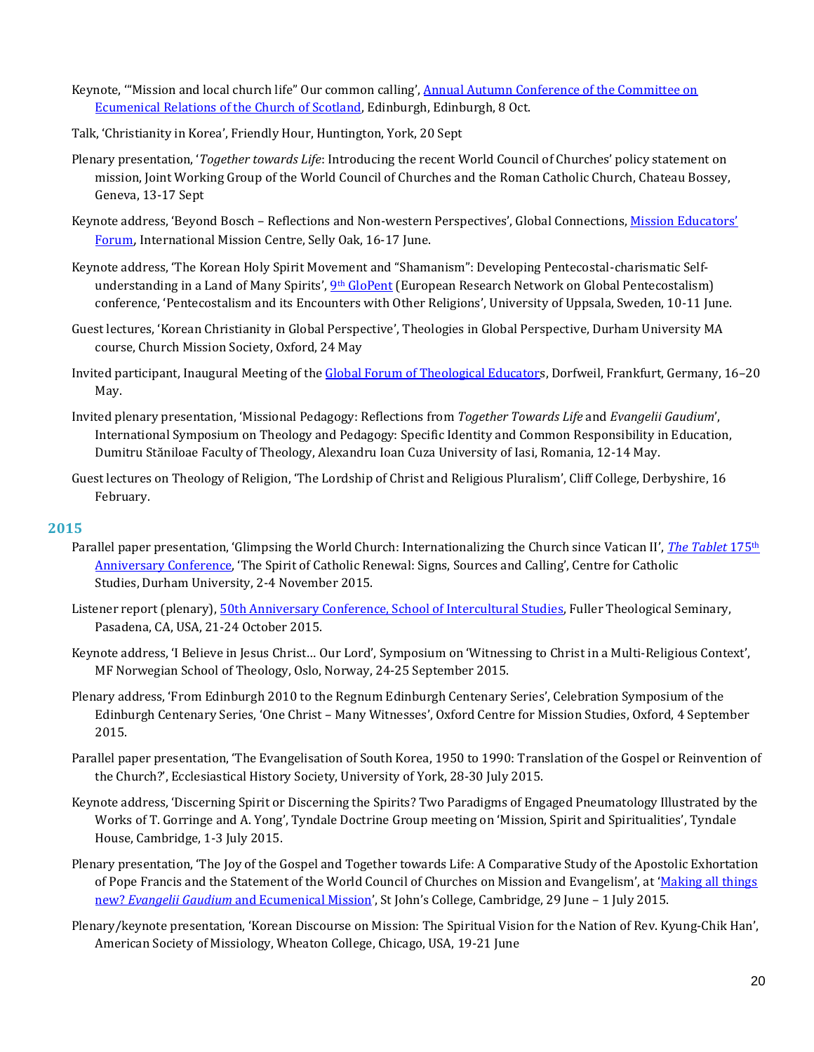Keynote, '"Mission and local church life" Our common calling', Annual Autumn Conference of the Committee on Ecumenical Relations of the Church of Scotland, Edinburgh, Edinburgh, 8 Oct.

Talk, 'Christianity in Korea', Friendly Hour, Huntington, York, 20 Sept

Plenary presentation, '*Together towards Life*: Introducing the recent World Council of Churches' policy statement on mission, Joint Working Group of the World Council of Churches and the Roman Catholic Church, Chateau Bossey, Geneva, 13-17 Sept

Keynote address, 'Beyond Bosch – Reflections and Non-western Perspectives', Global Connections, Mission Educators' Forum, International Mission Centre, Selly Oak, 16-17 June.

Keynote address, 'The Korean Holy Spirit Movement and "Shamanism": Developing Pentecostal-charismatic Self-understanding in a Land of Many Spirits', 9th GloPent (European Research Network on Global Pentecostalism) conference, 'Pentecostalism and its Encounters with Other Religions', University of Uppsala, Sweden, 10-11 June.

Guest lectures, 'Korean Christianity in Global Perspective', Theologies in Global Perspective, Durham University MA course, Church Mission Society, Oxford, 24 May

Invited participant, Inaugural Meeting of the Global Forum of Theological Educators, Dorfweil, Frankfurt, Germany, 16–20 May.

Invited plenary presentation, 'Missional Pedagogy: Reflections from *Together Towards Life* and *Evangelii Gaudium*', International Symposium on Theology and Pedagogy: Specific Identity and Common Responsibility in Education, Dumitru Stăniloae Faculty of Theology, Alexandru Ioan Cuza University of Iasi, Romania, 12-14 May.

Guest lectures on Theology of Religion, 'The Lordship of Christ and Religious Pluralism', Cliff College, Derbyshire, 16 February.

## 2015

Parallel paper presentation, 'Glimpsing the World Church: Internationalizing the Church since Vatican II', *The Tablet* 175th Anniversary Conference, 'The Spirit of Catholic Renewal: Signs, Sources and Calling', Centre for Catholic Studies, Durham University, 2-4 November 2015.

Listener report (plenary), 50th Anniversary Conference, School of Intercultural Studies, Fuller Theological Seminary, Pasadena, CA, USA, 21-24 October 2015.

Keynote address, 'I Believe in Jesus Christ… Our Lord', Symposium on 'Witnessing to Christ in a Multi-Religious Context', MF Norwegian School of Theology, Oslo, Norway, 24-25 September 2015.

Plenary address, 'From Edinburgh 2010 to the Regnum Edinburgh Centenary Series', Celebration Symposium of the Edinburgh Centenary Series, 'One Christ – Many Witnesses', Oxford Centre for Mission Studies, Oxford, 4 September 2015.

Parallel paper presentation, 'The Evangelisation of South Korea, 1950 to 1990: Translation of the Gospel or Reinvention of the Church?', Ecclesiastical History Society, University of York, 28-30 July 2015.

Keynote address, 'Discerning Spirit or Discerning the Spirits? Two Paradigms of Engaged Pneumatology Illustrated by the Works of T. Gorringe and A. Yong', Tyndale Doctrine Group meeting on 'Mission, Spirit and Spiritualities', Tyndale House, Cambridge, 1-3 July 2015.

Plenary presentation, 'The Joy of the Gospel and Together towards Life: A Comparative Study of the Apostolic Exhortation of Pope Francis and the Statement of the World Council of Churches on Mission and Evangelism', at 'Making all things new? *Evangelii Gaudium* and Ecumenical Mission', St John's College, Cambridge, 29 June – 1 July 2015.

Plenary/keynote presentation, 'Korean Discourse on Mission: The Spiritual Vision for the Nation of Rev. Kyung-Chik Han', American Society of Missiology, Wheaton College, Chicago, USA, 19-21 June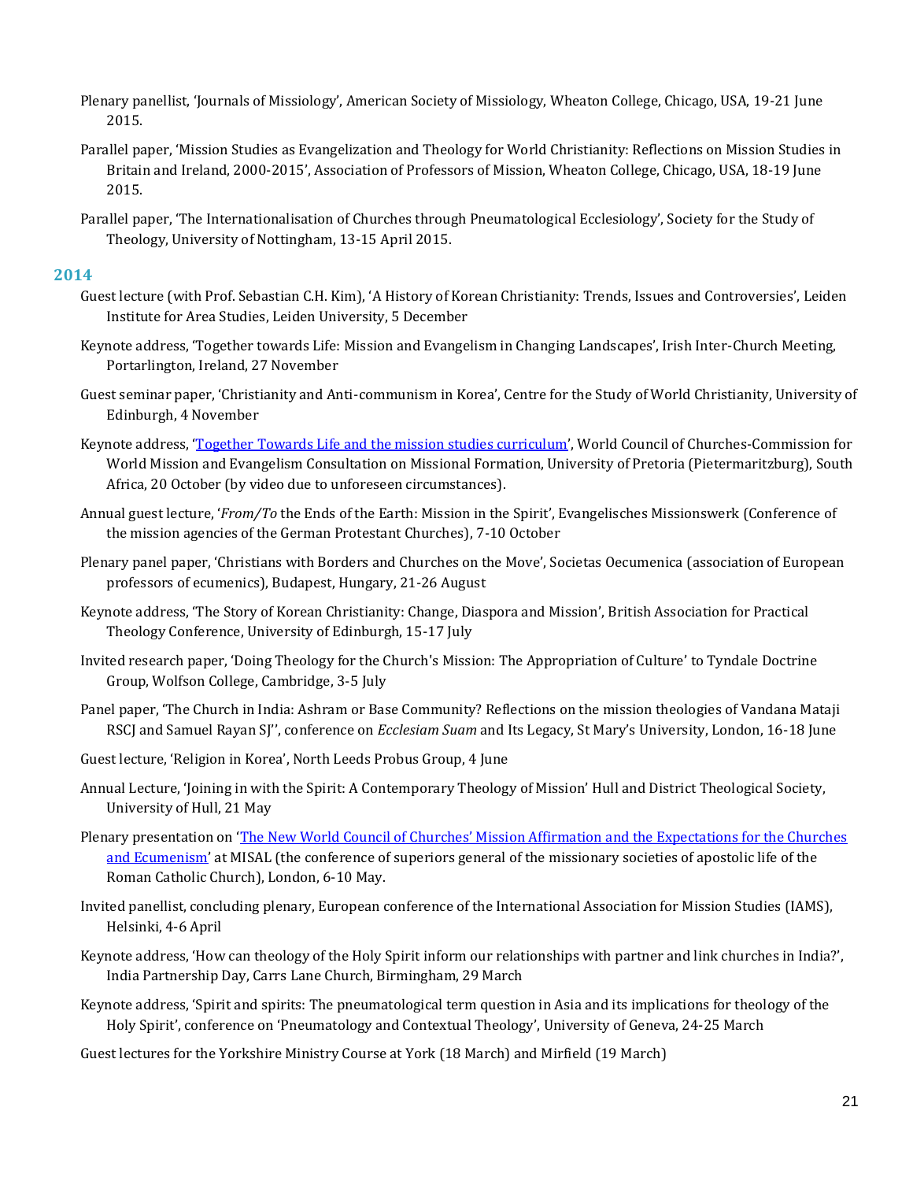Plenary panellist, 'Journals of Missiology', American Society of Missiology, Wheaton College, Chicago, USA, 19-21 June 2015.

Parallel paper, 'Mission Studies as Evangelization and Theology for World Christianity: Reflections on Mission Studies in Britain and Ireland, 2000-2015', Association of Professors of Mission, Wheaton College, Chicago, USA, 18-19 June 2015.

Parallel paper, 'The Internationalisation of Churches through Pneumatological Ecclesiology', Society for the Study of Theology, University of Nottingham, 13-15 April 2015.

## 2014

Guest lecture (with Prof. Sebastian C.H. Kim), 'A History of Korean Christianity: Trends, Issues and Controversies', Leiden Institute for Area Studies, Leiden University, 5 December

Keynote address, 'Together towards Life: Mission and Evangelism in Changing Landscapes', Irish Inter-Church Meeting, Portarlington, Ireland, 27 November

Guest seminar paper, 'Christianity and Anti-communism in Korea', Centre for the Study of World Christianity, University of Edinburgh, 4 November

Keynote address, 'Together Towards Life and the mission studies curriculum', World Council of Churches-Commission for World Mission and Evangelism Consultation on Missional Formation, University of Pretoria (Pietermaritzburg), South Africa, 20 October (by video due to unforeseen circumstances).

Annual guest lecture, '*From/To* the Ends of the Earth: Mission in the Spirit', Evangelisches Missionswerk (Conference of the mission agencies of the German Protestant Churches), 7-10 October

Plenary panel paper, 'Christians with Borders and Churches on the Move', Societas Oecumenica (association of European professors of ecumenics), Budapest, Hungary, 21-26 August

Keynote address, 'The Story of Korean Christianity: Change, Diaspora and Mission', British Association for Practical Theology Conference, University of Edinburgh, 15-17 July

Invited research paper, 'Doing Theology for the Church's Mission: The Appropriation of Culture' to Tyndale Doctrine Group, Wolfson College, Cambridge, 3-5 July

Panel paper, 'The Church in India: Ashram or Base Community? Reflections on the mission theologies of Vandana Mataji RSCJ and Samuel Rayan SJ'', conference on *Ecclesiam Suam* and Its Legacy, St Mary's University, London, 16-18 June

Guest lecture, 'Religion in Korea', North Leeds Probus Group, 4 June

Annual Lecture, 'Joining in with the Spirit: A Contemporary Theology of Mission' Hull and District Theological Society, University of Hull, 21 May

Plenary presentation on 'The New World Council of Churches' Mission Affirmation and the Expectations for the Churches and Ecumenism' at MISAL (the conference of superiors general of the missionary societies of apostolic life of the Roman Catholic Church), London, 6-10 May.

Invited panellist, concluding plenary, European conference of the International Association for Mission Studies (IAMS), Helsinki, 4-6 April

Keynote address, 'How can theology of the Holy Spirit inform our relationships with partner and link churches in India?', India Partnership Day, Carrs Lane Church, Birmingham, 29 March

Keynote address, 'Spirit and spirits: The pneumatological term question in Asia and its implications for theology of the Holy Spirit', conference on 'Pneumatology and Contextual Theology', University of Geneva, 24-25 March

Guest lectures for the Yorkshire Ministry Course at York (18 March) and Mirfield (19 March)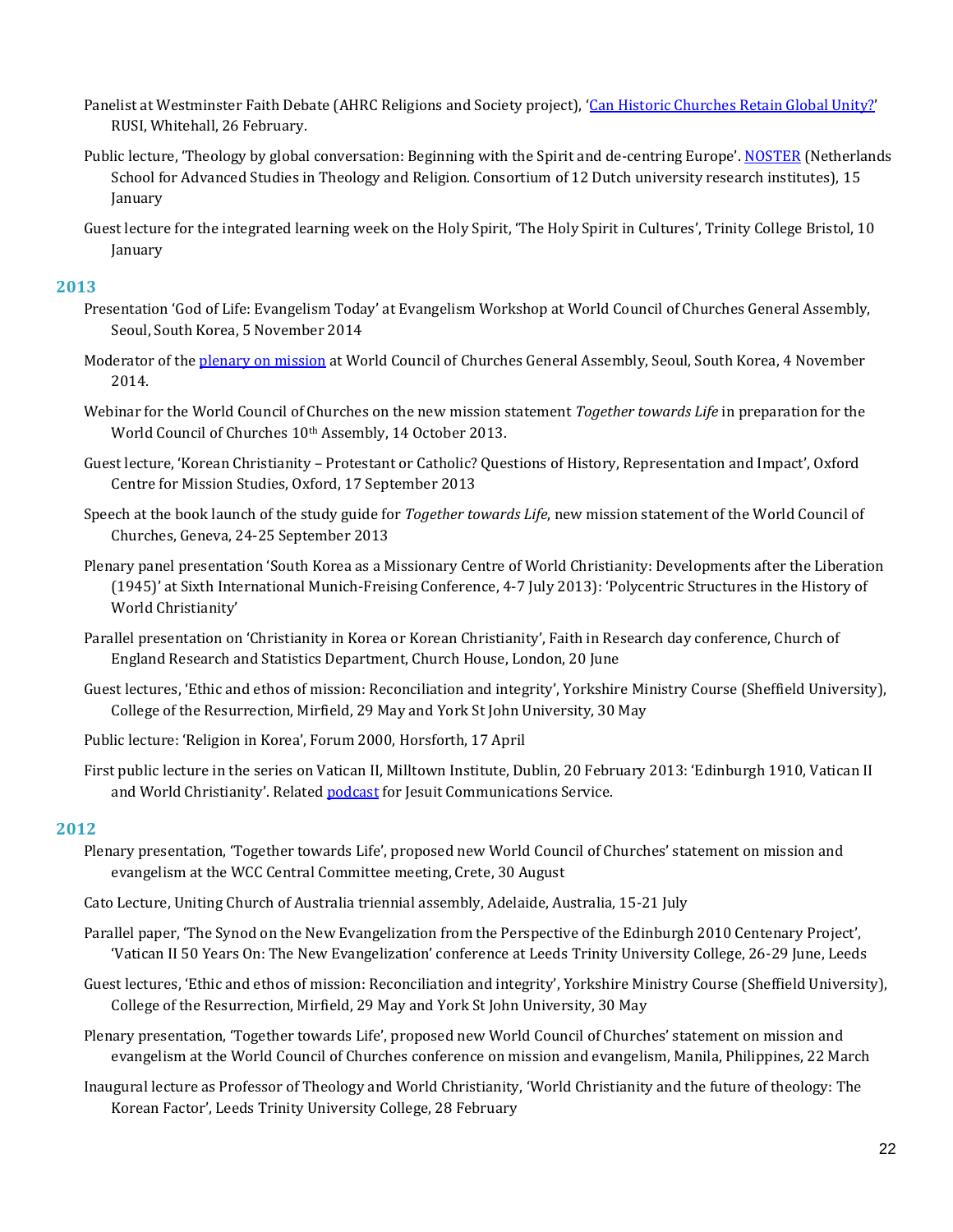Panelist at Westminster Faith Debate (AHRC Religions and Society project), '[Can Historic Churches Retain Global Unity?](#)' RUSI, Whitehall, 26 February.

Public lecture, 'Theology by global conversation: Beginning with the Spirit and de-centring Europe'. [NOSTER](#) (Netherlands School for Advanced Studies in Theology and Religion. Consortium of 12 Dutch university research institutes), 15 January

Guest lecture for the integrated learning week on the Holy Spirit, 'The Holy Spirit in Cultures', Trinity College Bristol, 10 January

## 2013

Presentation 'God of Life: Evangelism Today' at Evangelism Workshop at World Council of Churches General Assembly, Seoul, South Korea, 5 November 2014

Moderator of the [plenary on mission](#) at World Council of Churches General Assembly, Seoul, South Korea, 4 November 2014.

Webinar for the World Council of Churches on the new mission statement *Together towards Life* in preparation for the World Council of Churches 10th Assembly, 14 October 2013.

Guest lecture, 'Korean Christianity – Protestant or Catholic? Questions of History, Representation and Impact', Oxford Centre for Mission Studies, Oxford, 17 September 2013

Speech at the book launch of the study guide for *Together towards Life*, new mission statement of the World Council of Churches, Geneva, 24-25 September 2013

Plenary panel presentation 'South Korea as a Missionary Centre of World Christianity: Developments after the Liberation (1945)' at Sixth International Munich-Freising Conference, 4-7 July 2013): 'Polycentric Structures in the History of World Christianity'

Parallel presentation on 'Christianity in Korea or Korean Christianity', Faith in Research day conference, Church of England Research and Statistics Department, Church House, London, 20 June

Guest lectures, 'Ethic and ethos of mission: Reconciliation and integrity', Yorkshire Ministry Course (Sheffield University), College of the Resurrection, Mirfield, 29 May and York St John University, 30 May

Public lecture: 'Religion in Korea', Forum 2000, Horsforth, 17 April

First public lecture in the series on Vatican II, Milltown Institute, Dublin, 20 February 2013: 'Edinburgh 1910, Vatican II and World Christianity'. Related [podcast](#) for Jesuit Communications Service.

## 2012

Plenary presentation, 'Together towards Life', proposed new World Council of Churches' statement on mission and evangelism at the WCC Central Committee meeting, Crete, 30 August

Cato Lecture, Uniting Church of Australia triennial assembly, Adelaide, Australia, 15-21 July

Parallel paper, 'The Synod on the New Evangelization from the Perspective of the Edinburgh 2010 Centenary Project', 'Vatican II 50 Years On: The New Evangelization' conference at Leeds Trinity University College, 26-29 June, Leeds

Guest lectures, 'Ethic and ethos of mission: Reconciliation and integrity', Yorkshire Ministry Course (Sheffield University), College of the Resurrection, Mirfield, 29 May and York St John University, 30 May

Plenary presentation, 'Together towards Life', proposed new World Council of Churches' statement on mission and evangelism at the World Council of Churches conference on mission and evangelism, Manila, Philippines, 22 March

Inaugural lecture as Professor of Theology and World Christianity, 'World Christianity and the future of theology: The Korean Factor', Leeds Trinity University College, 28 February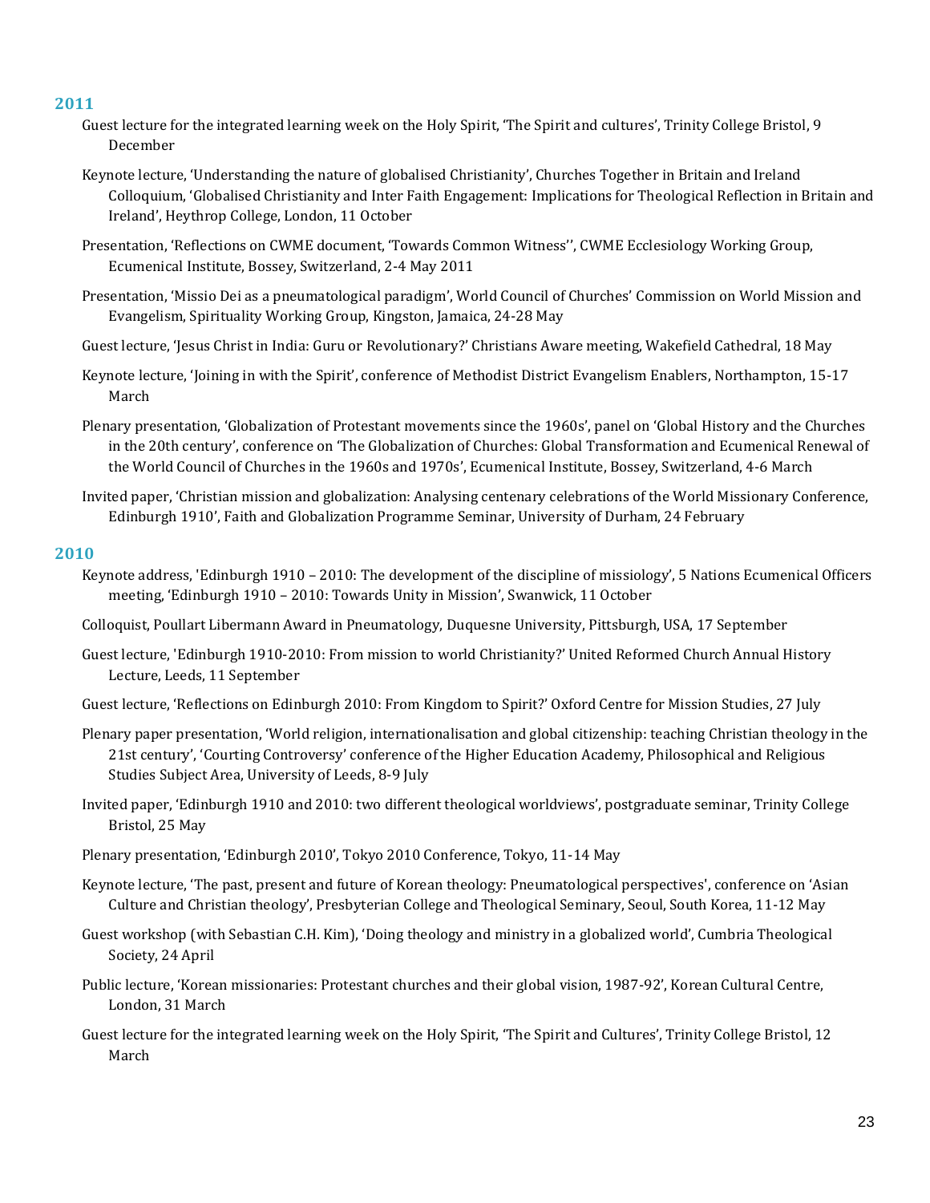## 2011

Guest lecture for the integrated learning week on the Holy Spirit, 'The Spirit and cultures', Trinity College Bristol, 9 December

Keynote lecture, 'Understanding the nature of globalised Christianity', Churches Together in Britain and Ireland Colloquium, 'Globalised Christianity and Inter Faith Engagement: Implications for Theological Reflection in Britain and Ireland', Heythrop College, London, 11 October

Presentation, 'Reflections on CWME document, 'Towards Common Witness'', CWME Ecclesiology Working Group, Ecumenical Institute, Bossey, Switzerland, 2-4 May 2011

Presentation, 'Missio Dei as a pneumatological paradigm', World Council of Churches' Commission on World Mission and Evangelism, Spirituality Working Group, Kingston, Jamaica, 24-28 May

Guest lecture, 'Jesus Christ in India: Guru or Revolutionary?' Christians Aware meeting, Wakefield Cathedral, 18 May

Keynote lecture, 'Joining in with the Spirit', conference of Methodist District Evangelism Enablers, Northampton, 15-17 March

Plenary presentation, 'Globalization of Protestant movements since the 1960s', panel on 'Global History and the Churches in the 20th century', conference on 'The Globalization of Churches: Global Transformation and Ecumenical Renewal of the World Council of Churches in the 1960s and 1970s', Ecumenical Institute, Bossey, Switzerland, 4-6 March

Invited paper, 'Christian mission and globalization: Analysing centenary celebrations of the World Missionary Conference, Edinburgh 1910', Faith and Globalization Programme Seminar, University of Durham, 24 February

## 2010

Keynote address, 'Edinburgh 1910 – 2010: The development of the discipline of missiology', 5 Nations Ecumenical Officers meeting, 'Edinburgh 1910 – 2010: Towards Unity in Mission', Swanwick, 11 October

Colloquist, Poullart Libermann Award in Pneumatology, Duquesne University, Pittsburgh, USA, 17 September

Guest lecture, 'Edinburgh 1910-2010: From mission to world Christianity?' United Reformed Church Annual History Lecture, Leeds, 11 September

Guest lecture, 'Reflections on Edinburgh 2010: From Kingdom to Spirit?' Oxford Centre for Mission Studies, 27 July

Plenary paper presentation, 'World religion, internationalisation and global citizenship: teaching Christian theology in the 21st century', 'Courting Controversy' conference of the Higher Education Academy, Philosophical and Religious Studies Subject Area, University of Leeds, 8-9 July

Invited paper, 'Edinburgh 1910 and 2010: two different theological worldviews', postgraduate seminar, Trinity College Bristol, 25 May

Plenary presentation, 'Edinburgh 2010', Tokyo 2010 Conference, Tokyo, 11-14 May

Keynote lecture, 'The past, present and future of Korean theology: Pneumatological perspectives', conference on 'Asian Culture and Christian theology', Presbyterian College and Theological Seminary, Seoul, South Korea, 11-12 May

Guest workshop (with Sebastian C.H. Kim), 'Doing theology and ministry in a globalized world', Cumbria Theological Society, 24 April

Public lecture, 'Korean missionaries: Protestant churches and their global vision, 1987-92', Korean Cultural Centre, London, 31 March

Guest lecture for the integrated learning week on the Holy Spirit, 'The Spirit and Cultures', Trinity College Bristol, 12 March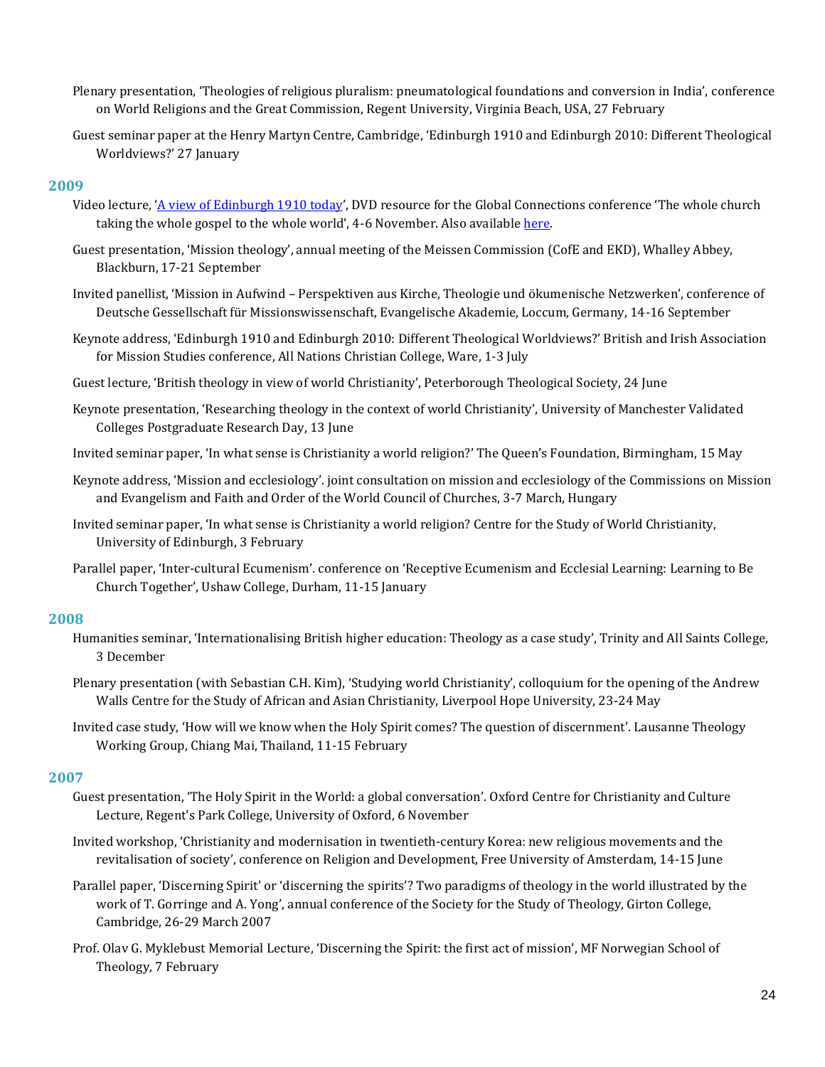Plenary presentation, 'Theologies of religious pluralism: pneumatological foundations and conversion in India', conference on World Religions and the Great Commission, Regent University, Virginia Beach, USA, 27 February

Guest seminar paper at the Henry Martyn Centre, Cambridge, 'Edinburgh 1910 and Edinburgh 2010: Different Theological Worldviews?' 27 January

## 2009

Video lecture, '[A view of Edinburgh 1910 today](#)', DVD resource for the Global Connections conference 'The whole church taking the whole gospel to the whole world', 4-6 November. Also available [here](#).

Guest presentation, 'Mission theology', annual meeting of the Meissen Commission (CofE and EKD), Whalley Abbey, Blackburn, 17-21 September

Invited panellist, 'Mission in Aufwind – Perspektiven aus Kirche, Theologie und ökumenische Netzwerken', conference of Deutsche Gessellschaft für Missionswissenschaft, Evangelische Akademie, Loccum, Germany, 14-16 September

Keynote address, 'Edinburgh 1910 and Edinburgh 2010: Different Theological Worldviews?' British and Irish Association for Mission Studies conference, All Nations Christian College, Ware, 1-3 July

Guest lecture, 'British theology in view of world Christianity', Peterborough Theological Society, 24 June

Keynote presentation, 'Researching theology in the context of world Christianity', University of Manchester Validated Colleges Postgraduate Research Day, 13 June

Invited seminar paper, 'In what sense is Christianity a world religion?' The Queen's Foundation, Birmingham, 15 May

Keynote address, 'Mission and ecclesiology'. joint consultation on mission and ecclesiology of the Commissions on Mission and Evangelism and Faith and Order of the World Council of Churches, 3-7 March, Hungary

Invited seminar paper, 'In what sense is Christianity a world religion? Centre for the Study of World Christianity, University of Edinburgh, 3 February

Parallel paper, 'Inter-cultural Ecumenism'. conference on 'Receptive Ecumenism and Ecclesial Learning: Learning to Be Church Together', Ushaw College, Durham, 11-15 January

## 2008

Humanities seminar, 'Internationalising British higher education: Theology as a case study', Trinity and All Saints College, 3 December

Plenary presentation (with Sebastian C.H. Kim), 'Studying world Christianity', colloquium for the opening of the Andrew Walls Centre for the Study of African and Asian Christianity, Liverpool Hope University, 23-24 May

Invited case study, 'How will we know when the Holy Spirit comes? The question of discernment'. Lausanne Theology Working Group, Chiang Mai, Thailand, 11-15 February

## 2007

Guest presentation, 'The Holy Spirit in the World: a global conversation'. Oxford Centre for Christianity and Culture Lecture, Regent's Park College, University of Oxford, 6 November

Invited workshop, 'Christianity and modernisation in twentieth-century Korea: new religious movements and the revitalisation of society', conference on Religion and Development, Free University of Amsterdam, 14-15 June

Parallel paper, 'Discerning Spirit' or 'discerning the spirits'? Two paradigms of theology in the world illustrated by the work of T. Gorringe and A. Yong', annual conference of the Society for the Study of Theology, Girton College, Cambridge, 26-29 March 2007

Prof. Olav G. Myklebust Memorial Lecture, 'Discerning the Spirit: the first act of mission', MF Norwegian School of Theology, 7 February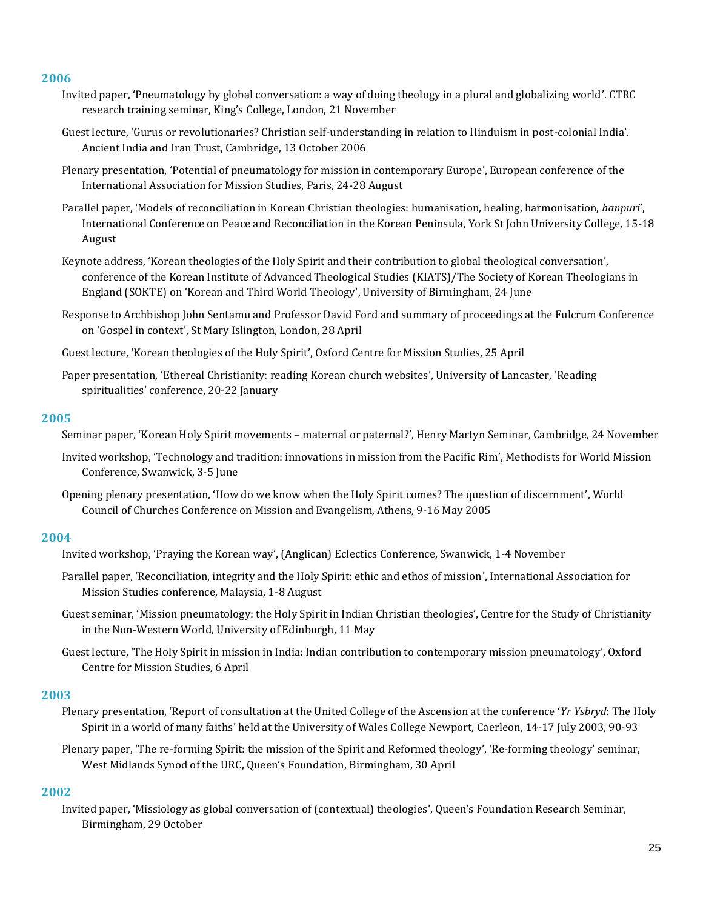## 2006

Invited paper, 'Pneumatology by global conversation: a way of doing theology in a plural and globalizing world'. CTRC research training seminar, King's College, London, 21 November

Guest lecture, 'Gurus or revolutionaries? Christian self-understanding in relation to Hinduism in post-colonial India'. Ancient India and Iran Trust, Cambridge, 13 October 2006

Plenary presentation, 'Potential of pneumatology for mission in contemporary Europe', European conference of the International Association for Mission Studies, Paris, 24-28 August

Parallel paper, 'Models of reconciliation in Korean Christian theologies: humanisation, healing, harmonisation, *hanpuri*', International Conference on Peace and Reconciliation in the Korean Peninsula, York St John University College, 15-18 August

Keynote address, 'Korean theologies of the Holy Spirit and their contribution to global theological conversation', conference of the Korean Institute of Advanced Theological Studies (KIATS)/The Society of Korean Theologians in England (SOKTE) on 'Korean and Third World Theology', University of Birmingham, 24 June

Response to Archbishop John Sentamu and Professor David Ford and summary of proceedings at the Fulcrum Conference on 'Gospel in context', St Mary Islington, London, 28 April

Guest lecture, 'Korean theologies of the Holy Spirit', Oxford Centre for Mission Studies, 25 April

Paper presentation, 'Ethereal Christianity: reading Korean church websites', University of Lancaster, 'Reading spiritualities' conference, 20-22 January

## 2005

Seminar paper, 'Korean Holy Spirit movements – maternal or paternal?', Henry Martyn Seminar, Cambridge, 24 November

Invited workshop, 'Technology and tradition: innovations in mission from the Pacific Rim', Methodists for World Mission Conference, Swanwick, 3-5 June

Opening plenary presentation, 'How do we know when the Holy Spirit comes? The question of discernment', World Council of Churches Conference on Mission and Evangelism, Athens, 9-16 May 2005

## 2004

Invited workshop, 'Praying the Korean way', (Anglican) Eclectics Conference, Swanwick, 1-4 November

Parallel paper, 'Reconciliation, integrity and the Holy Spirit: ethic and ethos of mission', International Association for Mission Studies conference, Malaysia, 1-8 August

Guest seminar, 'Mission pneumatology: the Holy Spirit in Indian Christian theologies', Centre for the Study of Christianity in the Non-Western World, University of Edinburgh, 11 May

Guest lecture, 'The Holy Spirit in mission in India: Indian contribution to contemporary mission pneumatology', Oxford Centre for Mission Studies, 6 April

## 2003

Plenary presentation, 'Report of consultation at the United College of the Ascension at the conference '*Yr Ysbryd*: The Holy Spirit in a world of many faiths' held at the University of Wales College Newport, Caerleon, 14-17 July 2003, 90-93

Plenary paper, 'The re-forming Spirit: the mission of the Spirit and Reformed theology', 'Re-forming theology' seminar, West Midlands Synod of the URC, Queen's Foundation, Birmingham, 30 April

## 2002

Invited paper, 'Missiology as global conversation of (contextual) theologies', Queen's Foundation Research Seminar, Birmingham, 29 October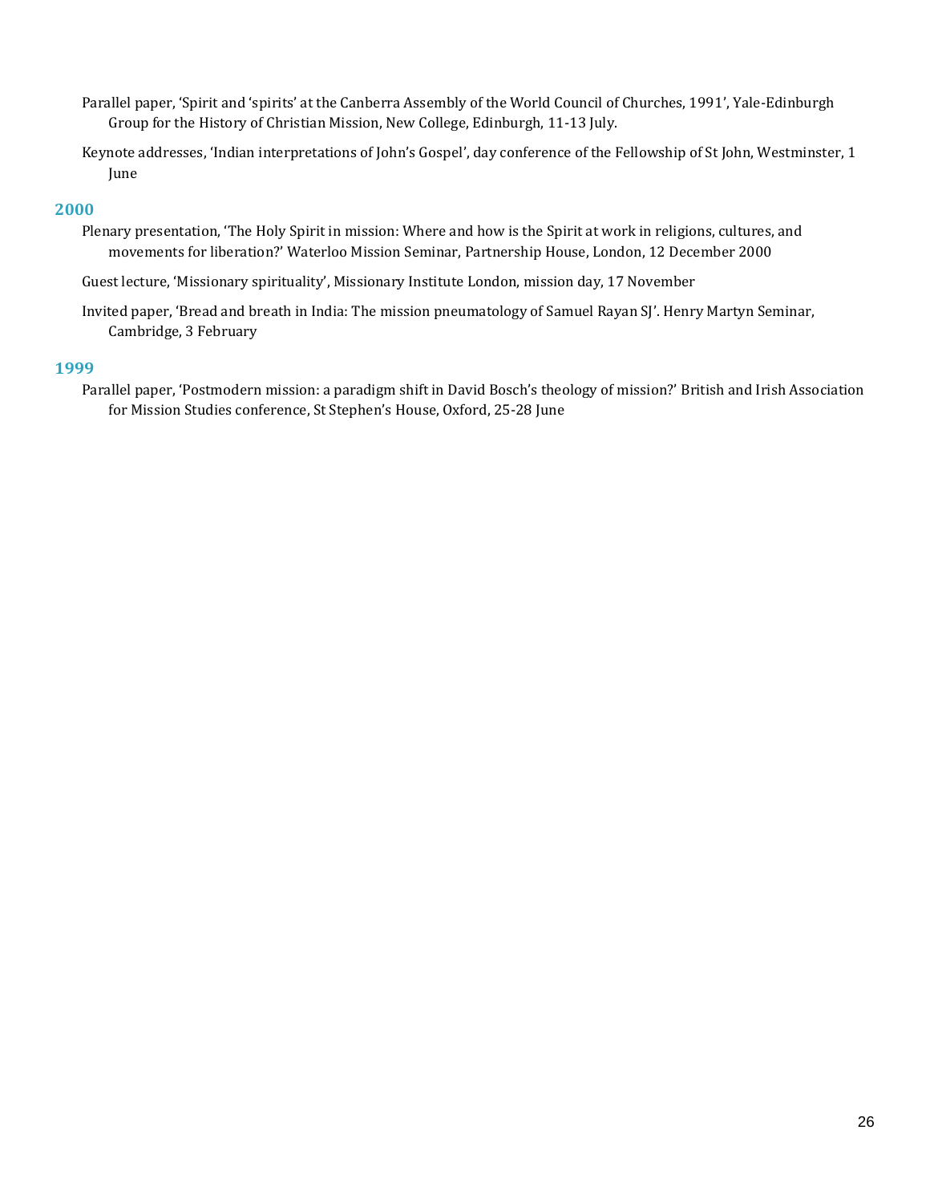Parallel paper, 'Spirit and 'spirits' at the Canberra Assembly of the World Council of Churches, 1991', Yale-Edinburgh Group for the History of Christian Mission, New College, Edinburgh, 11-13 July.

Keynote addresses, 'Indian interpretations of John's Gospel', day conference of the Fellowship of St John, Westminster, 1 June

## 2000

Plenary presentation, 'The Holy Spirit in mission: Where and how is the Spirit at work in religions, cultures, and movements for liberation?' Waterloo Mission Seminar, Partnership House, London, 12 December 2000

Guest lecture, 'Missionary spirituality', Missionary Institute London, mission day, 17 November

Invited paper, 'Bread and breath in India: The mission pneumatology of Samuel Rayan SJ'. Henry Martyn Seminar, Cambridge, 3 February

## 1999

Parallel paper, 'Postmodern mission: a paradigm shift in David Bosch's theology of mission?' British and Irish Association for Mission Studies conference, St Stephen's House, Oxford, 25-28 June